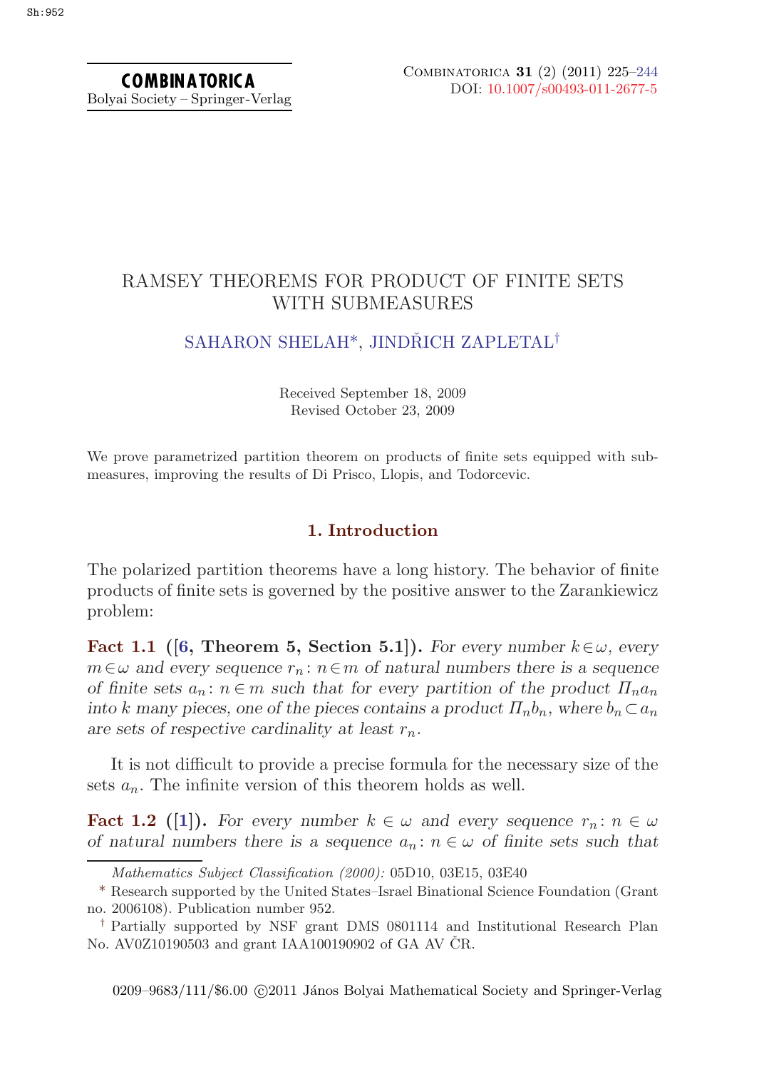# RAMSEY THEOREMS FOR PRODUCT OF FINITE SETS WITH SUBMEASURES

SAHARON SHELAH*, JINDŘICH ZAPLETAL†

Received September 18, 2009
Revised October 23, 2009

We prove parametrized partition theorem on products of finite sets equipped with submeasures, improving the results of Di Prisco, Llopis, and Todorcevic.

## 1. Introduction

The polarized partition theorems have a long history. The behavior of finite products of finite sets is governed by the positive answer to the Zarankiewicz problem:

**Fact 1.1** (**[6, Theorem 5, Section 5.1]**). *For every number $k\in\omega$, every $m\in\omega$ and every sequence $r_n\colon n\in m$ of natural numbers there is a sequence of finite sets $a_n\colon n\in m$ such that for every partition of the product $\Pi_n a_n$ into $k$ many pieces, one of the pieces contains a product $\Pi_n b_n$, where $b_n\subset a_n$ are sets of respective cardinality at least $r_n$.*

It is not difficult to provide a precise formula for the necessary size of the sets $a_n$. The infinite version of this theorem holds as well.

**Fact 1.2** (**[1]**). *For every number $k\in\omega$ and every sequence $r_n\colon n\in\omega$ of natural numbers there is a sequence $a_n\colon n\in\omega$ of finite sets such that*

---

*Mathematics Subject Classification (2000):* 05D10, 03E15, 03E40

\* Research supported by the United States–Israel Binational Science Foundation (Grant no. 2006108). Publication number 952.

† Partially supported by NSF grant DMS 0801114 and Institutional Research Plan No. AV0Z10190503 and grant IAA100190902 of GA AV ČR.

0209–9683/111/$6.00 ©2011 János Bolyai Mathematical Society and Springer-Verlag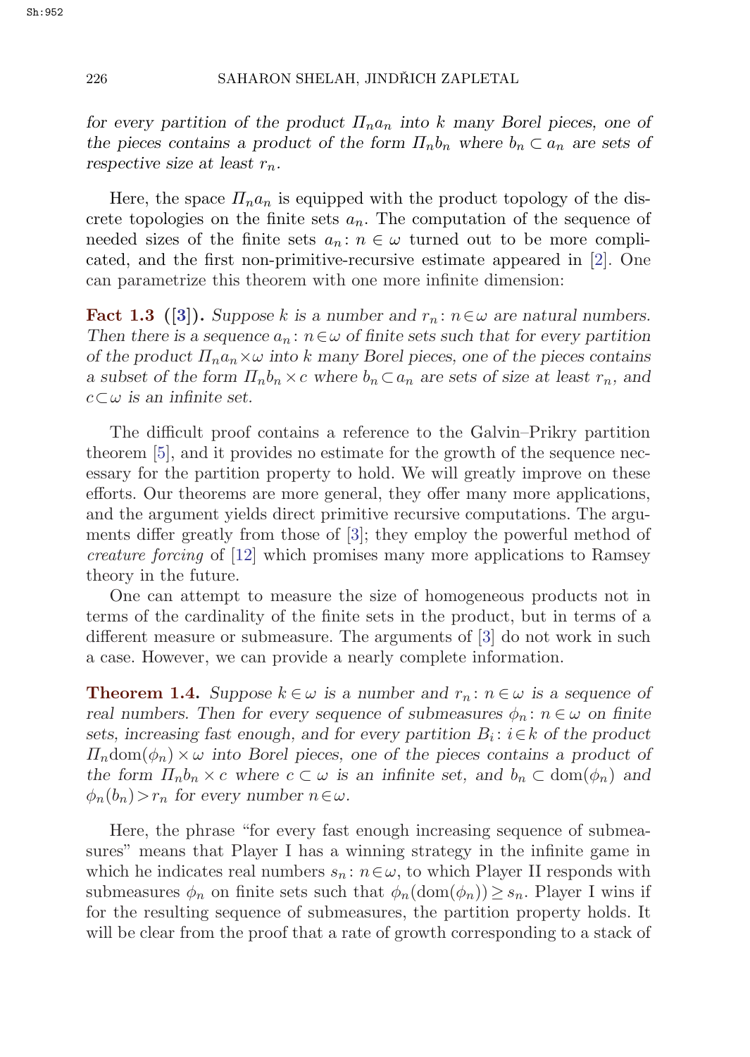*for every partition of the product $\Pi_n a_n$ into $k$ many Borel pieces, one of the pieces contains a product of the form $\Pi_n b_n$ where $b_n \subset a_n$ are sets of respective size at least $r_n$.*

Here, the space $\Pi_n a_n$ is equipped with the product topology of the discrete topologies on the finite sets $a_n$. The computation of the sequence of needed sizes of the finite sets $a_n \colon n \in \omega$ turned out to be more complicated, and the first non-primitive-recursive estimate appeared in [2]. One can parametrize this theorem with one more infinite dimension:

**Fact 1.3** **([3]).** *Suppose $k$ is a number and $r_n \colon n \in \omega$ are natural numbers. Then there is a sequence $a_n \colon n \in \omega$ of finite sets such that for every partition of the product $\Pi_n a_n \times \omega$ into $k$ many Borel pieces, one of the pieces contains a subset of the form $\Pi_n b_n \times c$ where $b_n \subset a_n$ are sets of size at least $r_n$, and $c \subset \omega$ is an infinite set.*

The difficult proof contains a reference to the Galvin–Prikry partition theorem [5], and it provides no estimate for the growth of the sequence necessary for the partition property to hold. We will greatly improve on these efforts. Our theorems are more general, they offer many more applications, and the argument yields direct primitive recursive computations. The arguments differ greatly from those of [3]; they employ the powerful method of *creature forcing* of [12] which promises many more applications to Ramsey theory in the future.

One can attempt to measure the size of homogeneous products not in terms of the cardinality of the finite sets in the product, but in terms of a different measure or submeasure. The arguments of [3] do not work in such a case. However, we can provide a nearly complete information.

**Theorem 1.4.** *Suppose $k \in \omega$ is a number and $r_n \colon n \in \omega$ is a sequence of real numbers. Then for every sequence of submeasures $\phi_n \colon n \in \omega$ on finite sets, increasing fast enough, and for every partition $B_i \colon i \in k$ of the product $\Pi_n \mathrm{dom}(\phi_n) \times \omega$ into Borel pieces, one of the pieces contains a product of the form $\Pi_n b_n \times c$ where $c \subset \omega$ is an infinite set, and $b_n \subset \mathrm{dom}(\phi_n)$ and $\phi_n(b_n) > r_n$ for every number $n \in \omega$.*

Here, the phrase "for every fast enough increasing sequence of submeasures" means that Player I has a winning strategy in the infinite game in which he indicates real numbers $s_n \colon n \in \omega$, to which Player II responds with submeasures $\phi_n$ on finite sets such that $\phi_n(\mathrm{dom}(\phi_n)) \geq s_n$. Player I wins if for the resulting sequence of submeasures, the partition property holds. It will be clear from the proof that a rate of growth corresponding to a stack of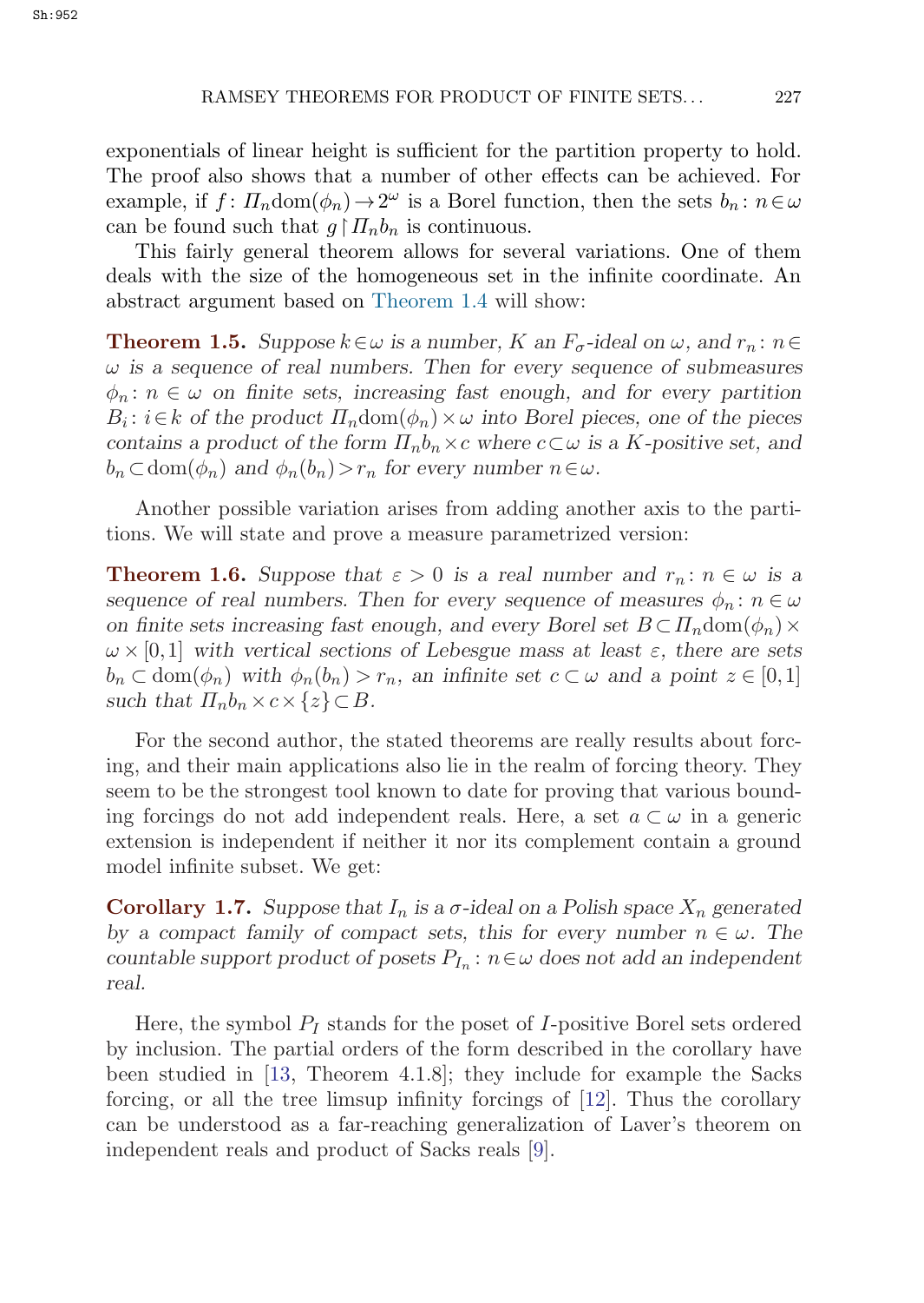exponentials of linear height is sufficient for the partition property to hold. The proof also shows that a number of other effects can be achieved. For example, if $f\colon \Pi_n \mathrm{dom}(\phi_n) \to 2^\omega$ is a Borel function, then the sets $b_n\colon n \in \omega$ can be found such that $g \restriction \Pi_n b_n$ is continuous.

This fairly general theorem allows for several variations. One of them deals with the size of the homogeneous set in the infinite coordinate. An abstract argument based on Theorem 1.4 will show:

**Theorem 1.5.** *Suppose $k \in \omega$ is a number, $K$ an $F_\sigma$-ideal on $\omega$, and $r_n\colon n \in \omega$ is a sequence of real numbers. Then for every sequence of submeasures $\phi_n\colon n \in \omega$ on finite sets, increasing fast enough, and for every partition $B_i\colon i \in k$ of the product $\Pi_n \mathrm{dom}(\phi_n) \times \omega$ into Borel pieces, one of the pieces contains a product of the form $\Pi_n b_n \times c$ where $c \subset \omega$ is a $K$-positive set, and $b_n \subset \mathrm{dom}(\phi_n)$ and $\phi_n(b_n) > r_n$ for every number $n \in \omega$.*

Another possible variation arises from adding another axis to the partitions. We will state and prove a measure parametrized version:

**Theorem 1.6.** *Suppose that $\varepsilon > 0$ is a real number and $r_n\colon n \in \omega$ is a sequence of real numbers. Then for every sequence of measures $\phi_n\colon n \in \omega$ on finite sets increasing fast enough, and every Borel set $B \subset \Pi_n \mathrm{dom}(\phi_n) \times \omega \times [0,1]$ with vertical sections of Lebesgue mass at least $\varepsilon$, there are sets $b_n \subset \mathrm{dom}(\phi_n)$ with $\phi_n(b_n) > r_n$, an infinite set $c \subset \omega$ and a point $z \in [0,1]$ such that $\Pi_n b_n \times c \times \{z\} \subset B$.*

For the second author, the stated theorems are really results about forcing, and their main applications also lie in the realm of forcing theory. They seem to be the strongest tool known to date for proving that various bounding forcings do not add independent reals. Here, a set $a \subset \omega$ in a generic extension is independent if neither it nor its complement contain a ground model infinite subset. We get:

**Corollary 1.7.** *Suppose that $I_n$ is a $\sigma$-ideal on a Polish space $X_n$ generated by a compact family of compact sets, this for every number $n \in \omega$. The countable support product of posets $P_{I_n}\colon n \in \omega$ does not add an independent real.*

Here, the symbol $P_I$ stands for the poset of $I$-positive Borel sets ordered by inclusion. The partial orders of the form described in the corollary have been studied in [13, Theorem 4.1.8]; they include for example the Sacks forcing, or all the tree limsup infinity forcings of [12]. Thus the corollary can be understood as a far-reaching generalization of Laver's theorem on independent reals and product of Sacks reals [9].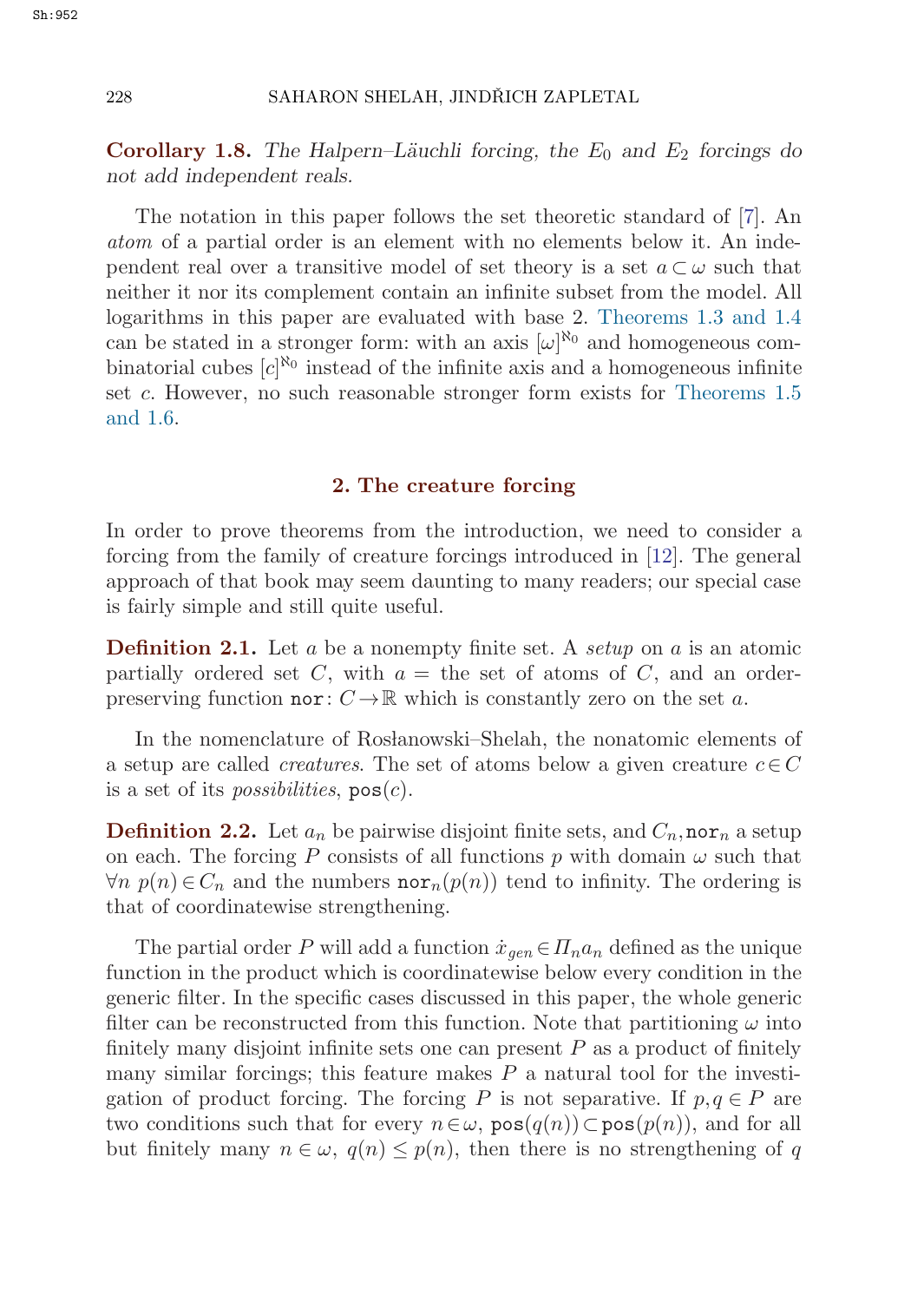**Corollary 1.8.** *The Halpern–Läuchli forcing, the $E_0$ and $E_2$ forcings do not add independent reals.*

The notation in this paper follows the set theoretic standard of [7]. An *atom* of a partial order is an element with no elements below it. An independent real over a transitive model of set theory is a set $a \subset \omega$ such that neither it nor its complement contain an infinite subset from the model. All logarithms in this paper are evaluated with base 2. Theorems 1.3 and 1.4 can be stated in a stronger form: with an axis $[\omega]^{\aleph_0}$ and homogeneous combinatorial cubes $[c]^{\aleph_0}$ instead of the infinite axis and a homogeneous infinite set $c$. However, no such reasonable stronger form exists for Theorems 1.5 and 1.6.

## 2. The creature forcing

In order to prove theorems from the introduction, we need to consider a forcing from the family of creature forcings introduced in [12]. The general approach of that book may seem daunting to many readers; our special case is fairly simple and still quite useful.

**Definition 2.1.** Let $a$ be a nonempty finite set. A *setup* on $a$ is an atomic partially ordered set $C$, with $a =$ the set of atoms of $C$, and an order-preserving function $\mathtt{nor}\colon C \to \mathbb{R}$ which is constantly zero on the set $a$.

In the nomenclature of Rosłanowski–Shelah, the nonatomic elements of a setup are called *creatures*. The set of atoms below a given creature $c \in C$ is a set of its *possibilities*, $\mathtt{pos}(c)$.

**Definition 2.2.** Let $a_n$ be pairwise disjoint finite sets, and $C_n, \mathtt{nor}_n$ a setup on each. The forcing $P$ consists of all functions $p$ with domain $\omega$ such that $\forall n\ p(n) \in C_n$ and the numbers $\mathtt{nor}_n(p(n))$ tend to infinity. The ordering is that of coordinatewise strengthening.

The partial order $P$ will add a function $\dot{x}_{gen} \in \Pi_n a_n$ defined as the unique function in the product which is coordinatewise below every condition in the generic filter. In the specific cases discussed in this paper, the whole generic filter can be reconstructed from this function. Note that partitioning $\omega$ into finitely many disjoint infinite sets one can present $P$ as a product of finitely many similar forcings; this feature makes $P$ a natural tool for the investigation of product forcing. The forcing $P$ is not separative. If $p, q \in P$ are two conditions such that for every $n \in \omega$, $\mathtt{pos}(q(n)) \subset \mathtt{pos}(p(n))$, and for all but finitely many $n \in \omega$, $q(n) \leq p(n)$, then there is no strengthening of $q$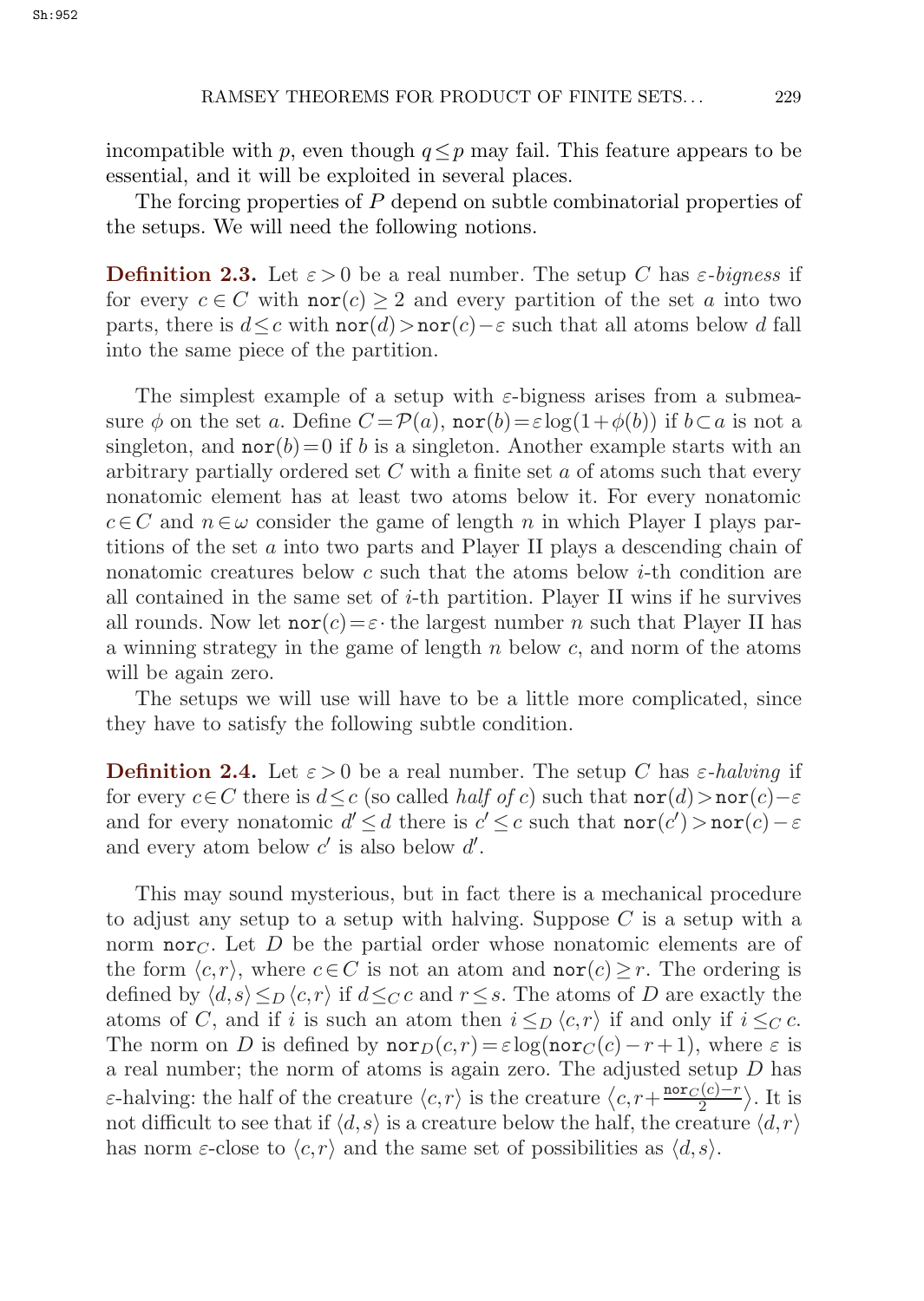incompatible with $p$, even though $q \leq p$ may fail. This feature appears to be essential, and it will be exploited in several places.

The forcing properties of $P$ depend on subtle combinatorial properties of the setups. We will need the following notions.

**Definition 2.3.** Let $\varepsilon > 0$ be a real number. The setup $C$ has *$\varepsilon$-bigness* if for every $c \in C$ with $\mathtt{nor}(c) \geq 2$ and every partition of the set $a$ into two parts, there is $d \leq c$ with $\mathtt{nor}(d) > \mathtt{nor}(c) - \varepsilon$ such that all atoms below $d$ fall into the same piece of the partition.

The simplest example of a setup with $\varepsilon$-bigness arises from a submeasure $\phi$ on the set $a$. Define $C = \mathcal{P}(a)$, $\mathtt{nor}(b) = \varepsilon \log(1 + \phi(b))$ if $b \subset a$ is not a singleton, and $\mathtt{nor}(b) = 0$ if $b$ is a singleton. Another example starts with an arbitrary partially ordered set $C$ with a finite set $a$ of atoms such that every nonatomic element has at least two atoms below it. For every nonatomic $c \in C$ and $n \in \omega$ consider the game of length $n$ in which Player I plays partitions of the set $a$ into two parts and Player II plays a descending chain of nonatomic creatures below $c$ such that the atoms below $i$-th condition are all contained in the same set of $i$-th partition. Player II wins if he survives all rounds. Now let $\mathtt{nor}(c) = \varepsilon \cdot$ the largest number $n$ such that Player II has a winning strategy in the game of length $n$ below $c$, and norm of the atoms will be again zero.

The setups we will use will have to be a little more complicated, since they have to satisfy the following subtle condition.

**Definition 2.4.** Let $\varepsilon > 0$ be a real number. The setup $C$ has *$\varepsilon$-halving* if for every $c \in C$ there is $d \leq c$ (so called *half of* $c$) such that $\mathtt{nor}(d) > \mathtt{nor}(c) - \varepsilon$ and for every nonatomic $d' \leq d$ there is $c' \leq c$ such that $\mathtt{nor}(c') > \mathtt{nor}(c) - \varepsilon$ and every atom below $c'$ is also below $d'$.

This may sound mysterious, but in fact there is a mechanical procedure to adjust any setup to a setup with halving. Suppose $C$ is a setup with a norm $\mathtt{nor}_C$. Let $D$ be the partial order whose nonatomic elements are of the form $\langle c, r \rangle$, where $c \in C$ is not an atom and $\mathtt{nor}(c) \geq r$. The ordering is defined by $\langle d, s \rangle \leq_D \langle c, r \rangle$ if $d \leq_C c$ and $r \leq s$. The atoms of $D$ are exactly the atoms of $C$, and if $i$ is such an atom then $i \leq_D \langle c, r \rangle$ if and only if $i \leq_C c$. The norm on $D$ is defined by $\mathtt{nor}_D(c, r) = \varepsilon \log(\mathtt{nor}_C(c) - r + 1)$, where $\varepsilon$ is a real number; the norm of atoms is again zero. The adjusted setup $D$ has $\varepsilon$-halving: the half of the creature $\langle c, r \rangle$ is the creature $\left\langle c, r + \frac{\mathtt{nor}_C(c) - r}{2} \right\rangle$. It is not difficult to see that if $\langle d, s \rangle$ is a creature below the half, the creature $\langle d, r \rangle$ has norm $\varepsilon$-close to $\langle c, r \rangle$ and the same set of possibilities as $\langle d, s \rangle$.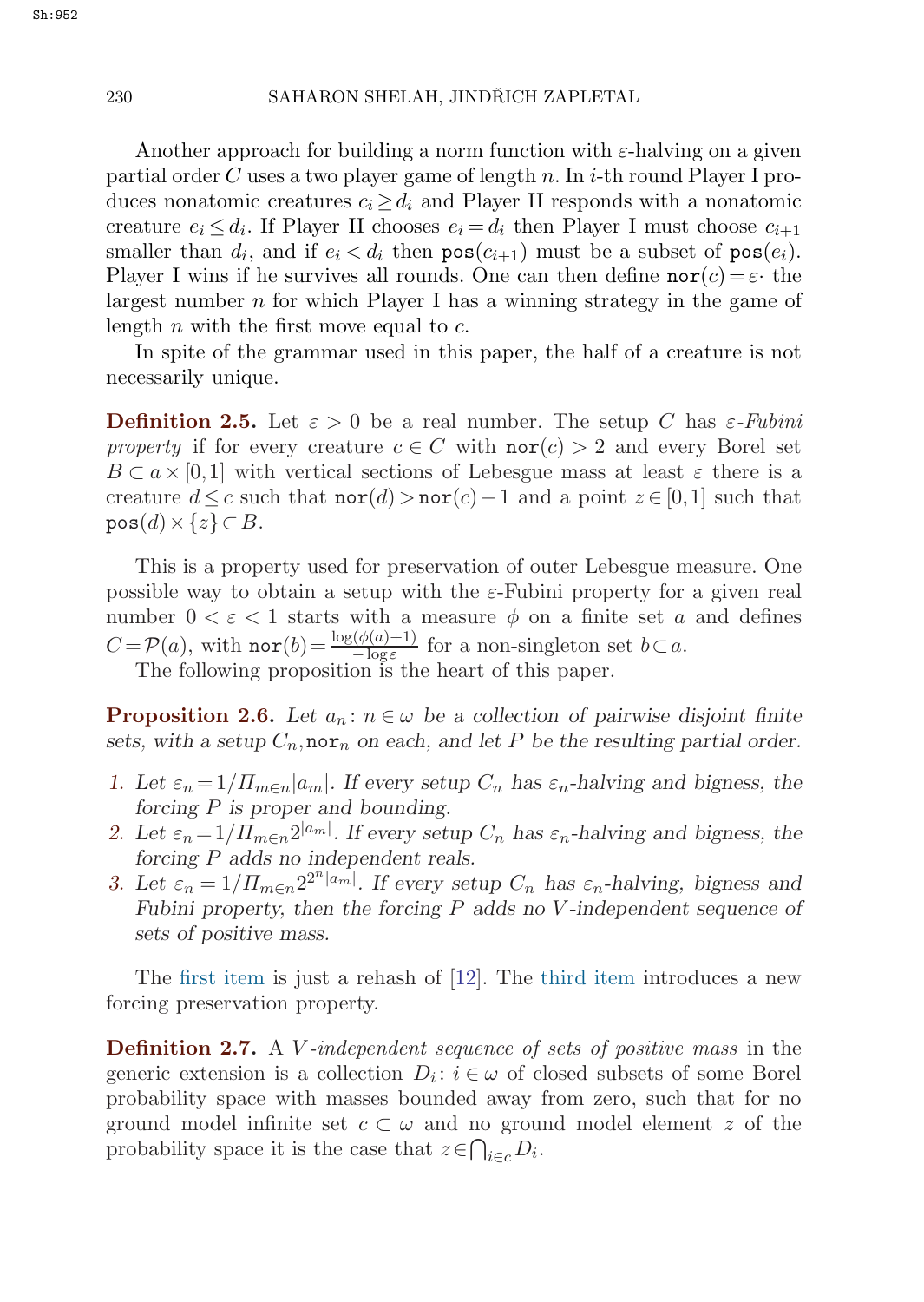Another approach for building a norm function with $\varepsilon$-halving on a given partial order $C$ uses a two player game of length $n$. In $i$-th round Player I produces nonatomic creatures $c_i \geq d_i$ and Player II responds with a nonatomic creature $e_i \leq d_i$. If Player II chooses $e_i = d_i$ then Player I must choose $c_{i+1}$ smaller than $d_i$, and if $e_i < d_i$ then $\mathtt{pos}(c_{i+1})$ must be a subset of $\mathtt{pos}(e_i)$. Player I wins if he survives all rounds. One can then define $\mathtt{nor}(c) = \varepsilon \cdot$ the largest number $n$ for which Player I has a winning strategy in the game of length $n$ with the first move equal to $c$.

In spite of the grammar used in this paper, the half of a creature is not necessarily unique.

**Definition 2.5.** Let $\varepsilon > 0$ be a real number. The setup $C$ has *$\varepsilon$-Fubini property* if for every creature $c \in C$ with $\mathtt{nor}(c) > 2$ and every Borel set $B \subset a \times [0,1]$ with vertical sections of Lebesgue mass at least $\varepsilon$ there is a creature $d \leq c$ such that $\mathtt{nor}(d) > \mathtt{nor}(c) - 1$ and a point $z \in [0,1]$ such that $\mathtt{pos}(d) \times \{z\} \subset B$.

This is a property used for preservation of outer Lebesgue measure. One possible way to obtain a setup with the $\varepsilon$-Fubini property for a given real number $0 < \varepsilon < 1$ starts with a measure $\phi$ on a finite set $a$ and defines $C = \mathcal{P}(a)$, with $\mathtt{nor}(b) = \frac{\log(\phi(a)+1)}{-\log \varepsilon}$ for a non-singleton set $b \subset a$.

The following proposition is the heart of this paper.

**Proposition 2.6.** *Let $a_n \colon n \in \omega$ be a collection of pairwise disjoint finite sets, with a setup $C_n, \mathtt{nor}_n$ on each, and let $P$ be the resulting partial order.*

1. *Let $\varepsilon_n = 1/\Pi_{m\in n}|a_m|$. If every setup $C_n$ has $\varepsilon_n$-halving and bigness, the forcing $P$ is proper and bounding.*
2. *Let $\varepsilon_n = 1/\Pi_{m\in n}2^{|a_m|}$. If every setup $C_n$ has $\varepsilon_n$-halving and bigness, the forcing $P$ adds no independent reals.*
3. *Let $\varepsilon_n = 1/\Pi_{m\in n}2^{2^n|a_m|}$. If every setup $C_n$ has $\varepsilon_n$-halving, bigness and Fubini property, then the forcing $P$ adds no $V$-independent sequence of sets of positive mass.*

The first item is just a rehash of [12]. The third item introduces a new forcing preservation property.

**Definition 2.7.** A *$V$-independent sequence of sets of positive mass* in the generic extension is a collection $D_i \colon i \in \omega$ of closed subsets of some Borel probability space with masses bounded away from zero, such that for no ground model infinite set $c \subset \omega$ and no ground model element $z$ of the probability space it is the case that $z \in \bigcap_{i\in c} D_i$.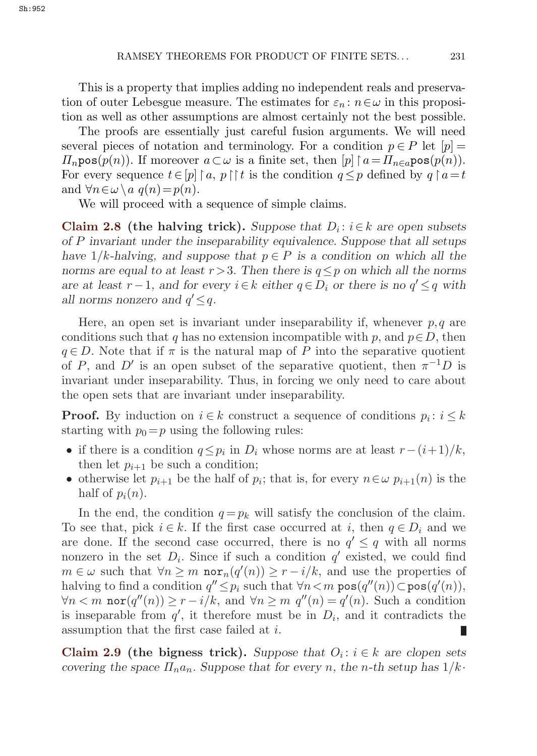This is a property that implies adding no independent reals and preservation of outer Lebesgue measure. The estimates for $\varepsilon_n\colon n\in\omega$ in this proposition as well as other assumptions are almost certainly not the best possible.

The proofs are essentially just careful fusion arguments. We will need several pieces of notation and terminology. For a condition $p\in P$ let $[p]=\Pi_n \mathtt{pos}(p(n))$. If moreover $a\subset\omega$ is a finite set, then $[p]\restriction a=\Pi_{n\in a}\mathtt{pos}(p(n))$. For every sequence $t\in[p]\restriction a$, $p\restriction\restriction t$ is the condition $q\le p$ defined by $q\restriction a=t$ and $\forall n\in\omega\setminus a\ q(n)=p(n)$.

We will proceed with a sequence of simple claims.

**Claim 2.8 (the halving trick).** *Suppose that $D_i\colon i\in k$ are open subsets of $P$ invariant under the inseparability equivalence. Suppose that all setups have $1/k$-halving, and suppose that $p\in P$ is a condition on which all the norms are equal to at least $r>3$. Then there is $q\le p$ on which all the norms are at least $r-1$, and for every $i\in k$ either $q\in D_i$ or there is no $q'\le q$ with all norms nonzero and $q'\le q$.*

Here, an open set is invariant under inseparability if, whenever $p,q$ are conditions such that $q$ has no extension incompatible with $p$, and $p\in D$, then $q\in D$. Note that if $\pi$ is the natural map of $P$ into the separative quotient of $P$, and $D'$ is an open subset of the separative quotient, then $\pi^{-1}D$ is invariant under inseparability. Thus, in forcing we only need to care about the open sets that are invariant under inseparability.

**Proof.** By induction on $i\in k$ construct a sequence of conditions $p_i\colon i\le k$ starting with $p_0=p$ using the following rules:

- if there is a condition $q\le p_i$ in $D_i$ whose norms are at least $r-(i+1)/k$, then let $p_{i+1}$ be such a condition;
- otherwise let $p_{i+1}$ be the half of $p_i$; that is, for every $n\in\omega$ $p_{i+1}(n)$ is the half of $p_i(n)$.

In the end, the condition $q=p_k$ will satisfy the conclusion of the claim. To see that, pick $i\in k$. If the first case occurred at $i$, then $q\in D_i$ and we are done. If the second case occurred, there is no $q'\le q$ with all norms nonzero in the set $D_i$. Since if such a condition $q'$ existed, we could find $m\in\omega$ such that $\forall n\ge m\ \mathtt{nor}_n(q'(n))\ge r-i/k$, and use the properties of halving to find a condition $q''\le p_i$ such that $\forall n<m\ \mathtt{pos}(q''(n))\subset\mathtt{pos}(q'(n))$, $\forall n<m\ \mathtt{nor}(q''(n))\ge r-i/k$, and $\forall n\ge m\ q''(n)=q'(n)$. Such a condition is inseparable from $q'$, it therefore must be in $D_i$, and it contradicts the assumption that the first case failed at $i$. ∎

**Claim 2.9 (the bigness trick).** *Suppose that $O_i\colon i\in k$ are clopen sets covering the space $\Pi_n a_n$. Suppose that for every $n$, the $n$-th setup has $1/k\cdot$*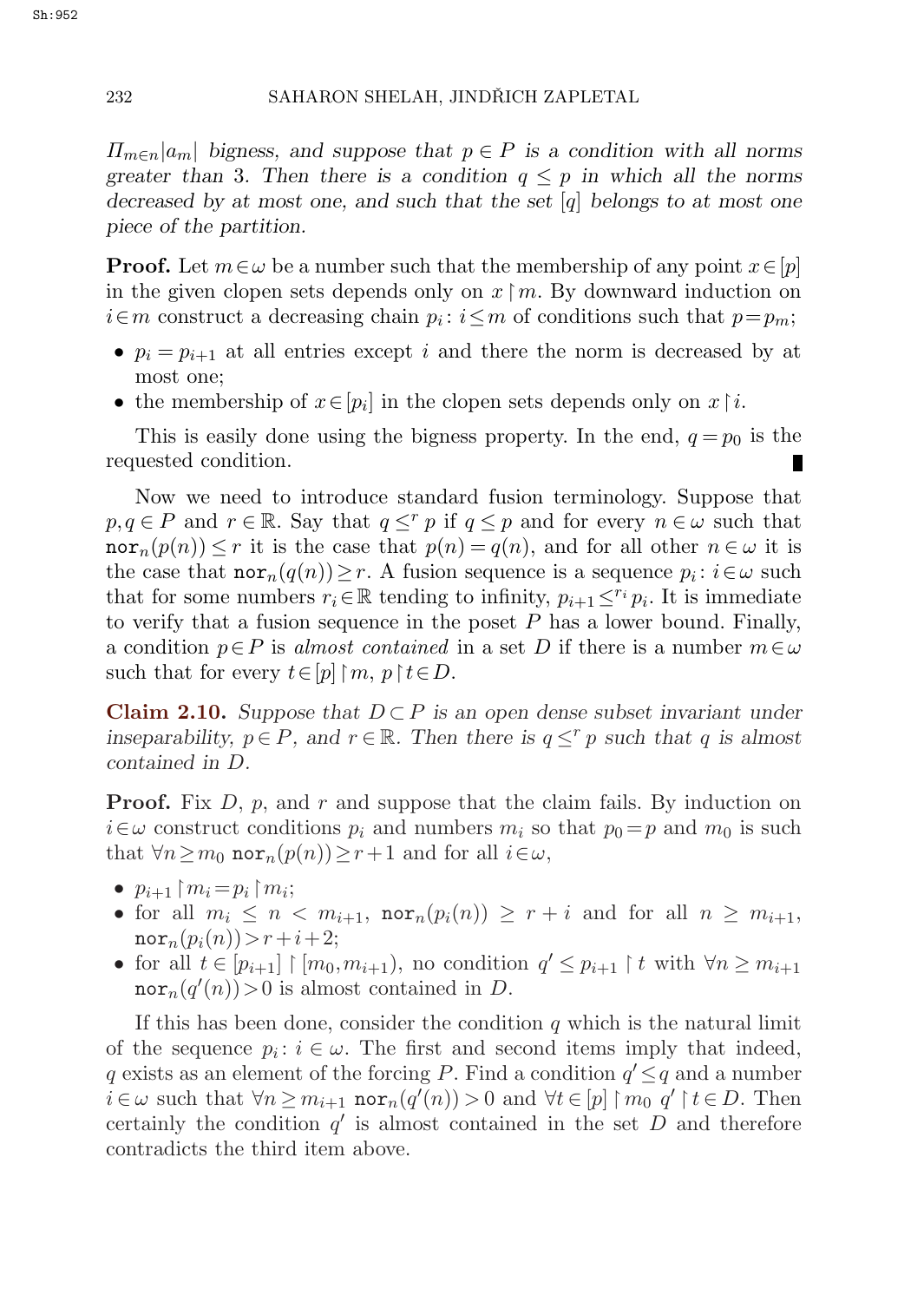*$\Pi_{m\in n}|a_m|$ bigness, and suppose that $p\in P$ is a condition with all norms greater than 3. Then there is a condition $q\leq p$ in which all the norms decreased by at most one, and such that the set $[q]$ belongs to at most one piece of the partition.*

**Proof.** Let $m\in\omega$ be a number such that the membership of any point $x\in[p]$ in the given clopen sets depends only on $x\restriction m$. By downward induction on $i\in m$ construct a decreasing chain $p_i\colon i\leq m$ of conditions such that $p=p_m$;

- $p_i=p_{i+1}$ at all entries except $i$ and there the norm is decreased by at most one;
- the membership of $x\in[p_i]$ in the clopen sets depends only on $x\restriction i$.

This is easily done using the bigness property. In the end, $q=p_0$ is the requested condition. ∎

Now we need to introduce standard fusion terminology. Suppose that $p,q\in P$ and $r\in\mathbb{R}$. Say that $q\leq^r p$ if $q\leq p$ and for every $n\in\omega$ such that $\mathtt{nor}_n(p(n))\leq r$ it is the case that $p(n)=q(n)$, and for all other $n\in\omega$ it is the case that $\mathtt{nor}_n(q(n))\geq r$. A fusion sequence is a sequence $p_i\colon i\in\omega$ such that for some numbers $r_i\in\mathbb{R}$ tending to infinity, $p_{i+1}\leq^{r_i}p_i$. It is immediate to verify that a fusion sequence in the poset $P$ has a lower bound. Finally, a condition $p\in P$ is *almost contained* in a set $D$ if there is a number $m\in\omega$ such that for every $t\in[p]\restriction m$, $p\restriction t\in D$.

**Claim 2.10.** *Suppose that $D\subset P$ is an open dense subset invariant under inseparability, $p\in P$, and $r\in\mathbb{R}$. Then there is $q\leq^r p$ such that $q$ is almost contained in $D$.*

**Proof.** Fix $D$, $p$, and $r$ and suppose that the claim fails. By induction on $i\in\omega$ construct conditions $p_i$ and numbers $m_i$ so that $p_0=p$ and $m_0$ is such that $\forall n\geq m_0$ $\mathtt{nor}_n(p(n))\geq r+1$ and for all $i\in\omega$,

- $p_{i+1}\restriction m_i=p_i\restriction m_i$;
- for all $m_i\leq n<m_{i+1}$, $\mathtt{nor}_n(p_i(n))\geq r+i$ and for all $n\geq m_{i+1}$, $\mathtt{nor}_n(p_i(n))>r+i+2$;
- for all $t\in[p_{i+1}]\restriction[m_0,m_{i+1})$, no condition $q'\leq p_{i+1}\restriction t$ with $\forall n\geq m_{i+1}$ $\mathtt{nor}_n(q'(n))>0$ is almost contained in $D$.

If this has been done, consider the condition $q$ which is the natural limit of the sequence $p_i\colon i\in\omega$. The first and second items imply that indeed, $q$ exists as an element of the forcing $P$. Find a condition $q'\leq q$ and a number $i\in\omega$ such that $\forall n\geq m_{i+1}$ $\mathtt{nor}_n(q'(n))>0$ and $\forall t\in[p]\restriction m_0$ $q'\restriction t\in D$. Then certainly the condition $q'$ is almost contained in the set $D$ and therefore contradicts the third item above.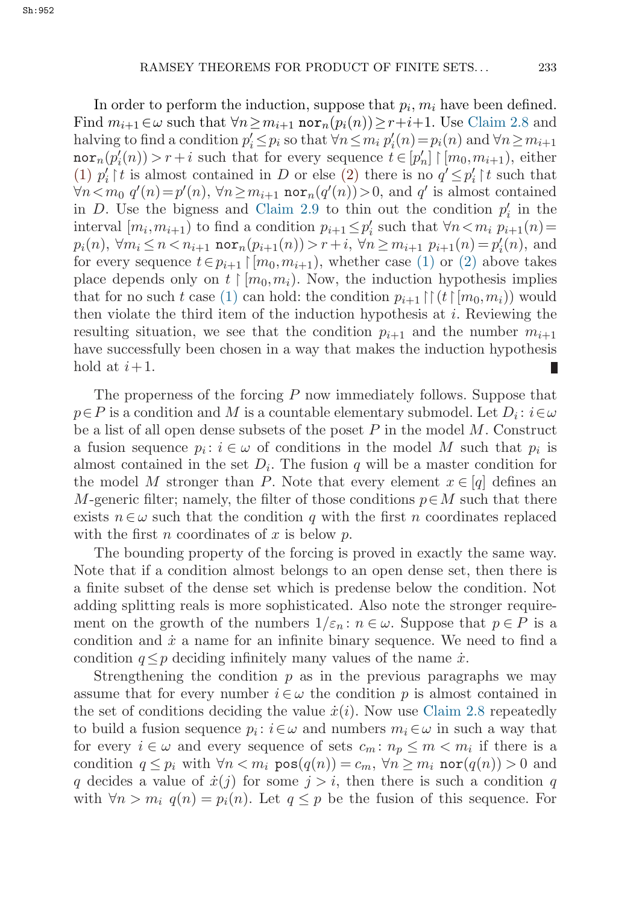In order to perform the induction, suppose that $p_i$, $m_i$ have been defined. Find $m_{i+1} \in \omega$ such that $\forall n \geq m_{i+1}$ $\mathtt{nor}_n(p_i(n)) \geq r+i+1$. Use Claim 2.8 and halving to find a condition $p'_i \leq p_i$ so that $\forall n \leq m_i$ $p'_i(n) = p_i(n)$ and $\forall n \geq m_{i+1}$ $\mathtt{nor}_n(p'_i(n)) > r+i$ such that for every sequence $t \in [p'_n] \restriction [m_0, m_{i+1})$, either (1) $p'_i \restriction t$ is almost contained in $D$ or else (2) there is no $q' \leq p'_i \restriction t$ such that $\forall n < m_0$ $q'(n) = p'(n)$, $\forall n \geq m_{i+1}$ $\mathtt{nor}_n(q'(n)) > 0$, and $q'$ is almost contained in $D$. Use the bigness and Claim 2.9 to thin out the condition $p'_i$ in the interval $[m_i, m_{i+1})$ to find a condition $p_{i+1} \leq p'_i$ such that $\forall n < m_i$ $p_{i+1}(n) = p_i(n)$, $\forall m_i \leq n < n_{i+1}$ $\mathtt{nor}_n(p_{i+1}(n)) > r+i$, $\forall n \geq m_{i+1}$ $p_{i+1}(n) = p'_i(n)$, and for every sequence $t \in p_{i+1} \restriction [m_0, m_{i+1})$, whether case (1) or (2) above takes place depends only on $t \restriction [m_0, m_i)$. Now, the induction hypothesis implies that for no such $t$ case (1) can hold: the condition $p_{i+1} \restriction\restriction (t \restriction [m_0, m_i))$ would then violate the third item of the induction hypothesis at $i$. Reviewing the resulting situation, we see that the condition $p_{i+1}$ and the number $m_{i+1}$ have successfully been chosen in a way that makes the induction hypothesis hold at $i+1$. ∎

The properness of the forcing $P$ now immediately follows. Suppose that $p \in P$ is a condition and $M$ is a countable elementary submodel. Let $D_i \colon i \in \omega$ be a list of all open dense subsets of the poset $P$ in the model $M$. Construct a fusion sequence $p_i \colon i \in \omega$ of conditions in the model $M$ such that $p_i$ is almost contained in the set $D_i$. The fusion $q$ will be a master condition for the model $M$ stronger than $P$. Note that every element $x \in [q]$ defines an $M$-generic filter; namely, the filter of those conditions $p \in M$ such that there exists $n \in \omega$ such that the condition $q$ with the first $n$ coordinates replaced with the first $n$ coordinates of $x$ is below $p$.

The bounding property of the forcing is proved in exactly the same way. Note that if a condition almost belongs to an open dense set, then there is a finite subset of the dense set which is predense below the condition. Not adding splitting reals is more sophisticated. Also note the stronger requirement on the growth of the numbers $1/\varepsilon_n \colon n \in \omega$. Suppose that $p \in P$ is a condition and $\dot{x}$ a name for an infinite binary sequence. We need to find a condition $q \leq p$ deciding infinitely many values of the name $\dot{x}$.

Strengthening the condition $p$ as in the previous paragraphs we may assume that for every number $i \in \omega$ the condition $p$ is almost contained in the set of conditions deciding the value $\dot{x}(i)$. Now use Claim 2.8 repeatedly to build a fusion sequence $p_i \colon i \in \omega$ and numbers $m_i \in \omega$ in such a way that for every $i \in \omega$ and every sequence of sets $c_m \colon n_p \leq m < m_i$ if there is a condition $q \leq p_i$ with $\forall n < m_i$ $\mathtt{pos}(q(n)) = c_m$, $\forall n \geq m_i$ $\mathtt{nor}(q(n)) > 0$ and $q$ decides a value of $\dot{x}(j)$ for some $j > i$, then there is such a condition $q$ with $\forall n > m_i$ $q(n) = p_i(n)$. Let $q \leq p$ be the fusion of this sequence. For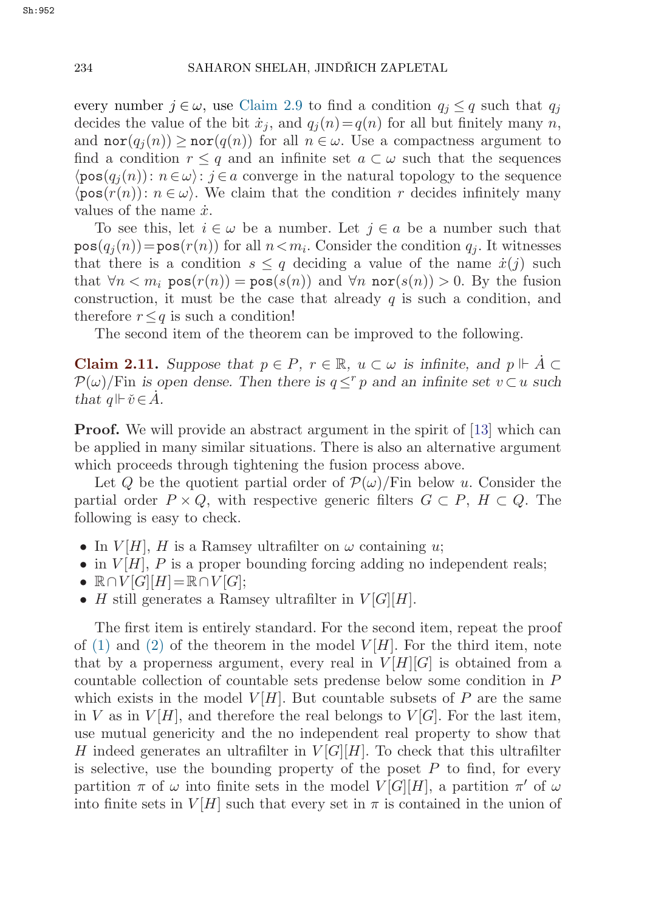every number $j \in \omega$, use Claim 2.9 to find a condition $q_j \leq q$ such that $q_j$ decides the value of the bit $\dot{x}_j$, and $q_j(n) = q(n)$ for all but finitely many $n$, and $\mathtt{nor}(q_j(n)) \geq \mathtt{nor}(q(n))$ for all $n \in \omega$. Use a compactness argument to find a condition $r \leq q$ and an infinite set $a \subset \omega$ such that the sequences $\langle \mathtt{pos}(q_j(n)) \colon n \in \omega \rangle \colon j \in a$ converge in the natural topology to the sequence $\langle \mathtt{pos}(r(n)) \colon n \in \omega \rangle$. We claim that the condition $r$ decides infinitely many values of the name $\dot{x}$.

To see this, let $i \in \omega$ be a number. Let $j \in a$ be a number such that $\mathtt{pos}(q_j(n)) = \mathtt{pos}(r(n))$ for all $n < m_i$. Consider the condition $q_j$. It witnesses that there is a condition $s \leq q$ deciding a value of the name $\dot{x}(j)$ such that $\forall n < m_i$ $\mathtt{pos}(r(n)) = \mathtt{pos}(s(n))$ and $\forall n$ $\mathtt{nor}(s(n)) > 0$. By the fusion construction, it must be the case that already $q$ is such a condition, and therefore $r \leq q$ is such a condition!

The second item of the theorem can be improved to the following.

**Claim 2.11.** *Suppose that $p \in P$, $r \in \mathbb{R}$, $u \subset \omega$ is infinite, and $p \Vdash \dot{A} \subset \mathcal{P}(\omega)/\mathrm{Fin}$ is open dense. Then there is $q \leq^r p$ and an infinite set $v \subset u$ such that $q \Vdash \check{v} \in \dot{A}$.*

**Proof.** We will provide an abstract argument in the spirit of [13] which can be applied in many similar situations. There is also an alternative argument which proceeds through tightening the fusion process above.

Let $Q$ be the quotient partial order of $\mathcal{P}(\omega)/\mathrm{Fin}$ below $u$. Consider the partial order $P \times Q$, with respective generic filters $G \subset P$, $H \subset Q$. The following is easy to check.

- In $V[H]$, $H$ is a Ramsey ultrafilter on $\omega$ containing $u$;
- in $V[H]$, $P$ is a proper bounding forcing adding no independent reals;
- $\mathbb{R} \cap V[G][H] = \mathbb{R} \cap V[G]$;
- $H$ still generates a Ramsey ultrafilter in $V[G][H]$.

The first item is entirely standard. For the second item, repeat the proof of (1) and (2) of the theorem in the model $V[H]$. For the third item, note that by a properness argument, every real in $V[H][G]$ is obtained from a countable collection of countable sets predense below some condition in $P$ which exists in the model $V[H]$. But countable subsets of $P$ are the same in $V$ as in $V[H]$, and therefore the real belongs to $V[G]$. For the last item, use mutual genericity and the no independent real property to show that $H$ indeed generates an ultrafilter in $V[G][H]$. To check that this ultrafilter is selective, use the bounding property of the poset $P$ to find, for every partition $\pi$ of $\omega$ into finite sets in the model $V[G][H]$, a partition $\pi'$ of $\omega$ into finite sets in $V[H]$ such that every set in $\pi$ is contained in the union of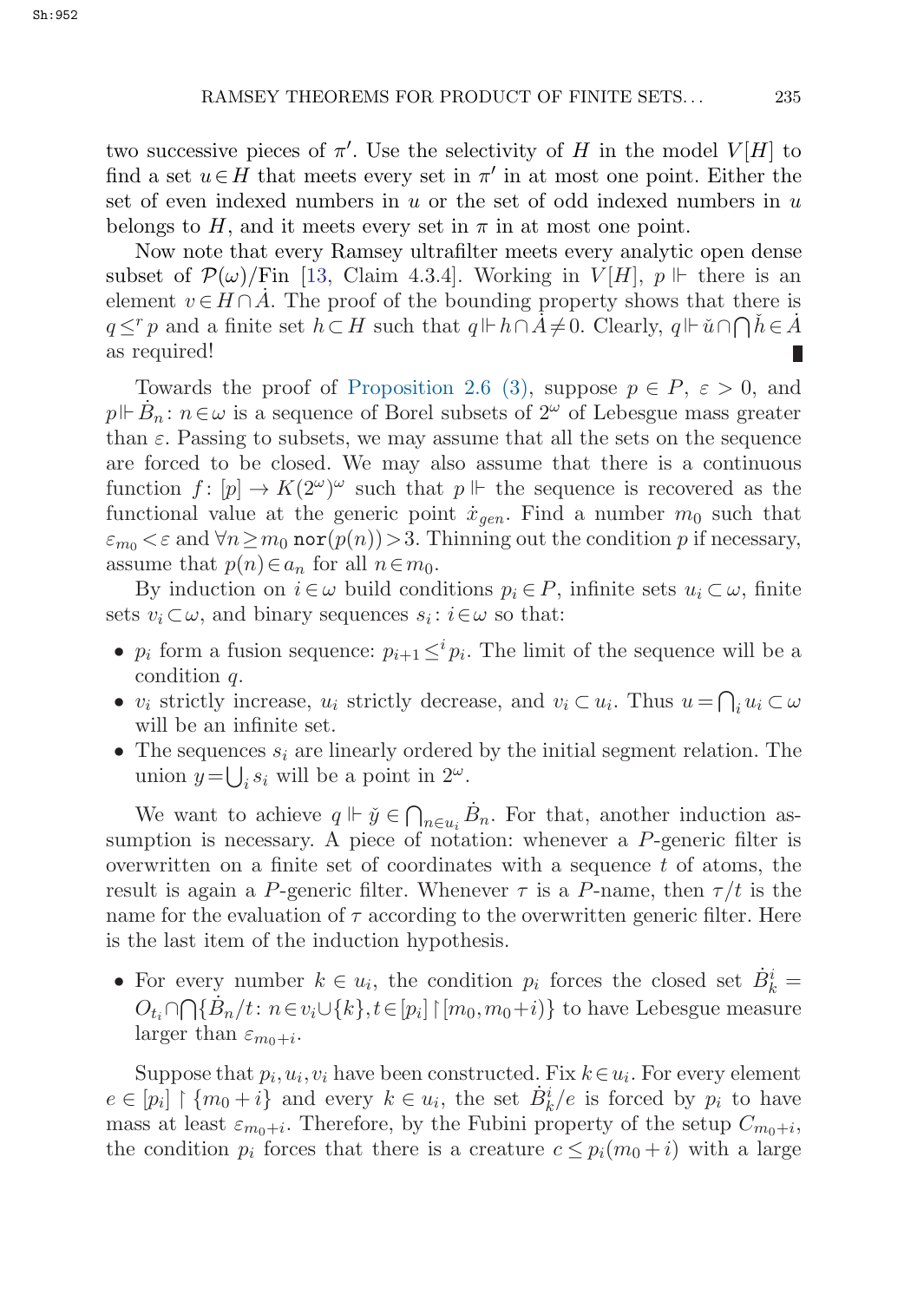two successive pieces of $\pi'$. Use the selectivity of $H$ in the model $V[H]$ to find a set $u \in H$ that meets every set in $\pi'$ in at most one point. Either the set of even indexed numbers in $u$ or the set of odd indexed numbers in $u$ belongs to $H$, and it meets every set in $\pi$ in at most one point.

Now note that every Ramsey ultrafilter meets every analytic open dense subset of $\mathcal{P}(\omega)/\mathrm{Fin}$ [13, Claim 4.3.4]. Working in $V[H]$, $p \Vdash$ there is an element $v \in H \cap \dot{A}$. The proof of the bounding property shows that there is $q \leq^r p$ and a finite set $h \subset H$ such that $q \Vdash h \cap \dot{A} \neq 0$. Clearly, $q \Vdash \check{u} \cap \bigcap \check{h} \in \dot{A}$ as required! ∎

Towards the proof of Proposition 2.6 (3), suppose $p \in P$, $\varepsilon > 0$, and $p \Vdash \dot{B}_n \colon n \in \omega$ is a sequence of Borel subsets of $2^\omega$ of Lebesgue mass greater than $\varepsilon$. Passing to subsets, we may assume that all the sets on the sequence are forced to be closed. We may also assume that there is a continuous function $f \colon [p] \to K(2^\omega)^\omega$ such that $p \Vdash$ the sequence is recovered as the functional value at the generic point $\dot{x}_{gen}$. Find a number $m_0$ such that $\varepsilon_{m_0} < \varepsilon$ and $\forall n \geq m_0\ \mathtt{nor}(p(n)) > 3$. Thinning out the condition $p$ if necessary, assume that $p(n) \in a_n$ for all $n \in m_0$.

By induction on $i \in \omega$ build conditions $p_i \in P$, infinite sets $u_i \subset \omega$, finite sets $v_i \subset \omega$, and binary sequences $s_i \colon i \in \omega$ so that:

- $p_i$ form a fusion sequence: $p_{i+1} \leq^i p_i$. The limit of the sequence will be a condition $q$.
- $v_i$ strictly increase, $u_i$ strictly decrease, and $v_i \subset u_i$. Thus $u = \bigcap_i u_i \subset \omega$ will be an infinite set.
- The sequences $s_i$ are linearly ordered by the initial segment relation. The union $y = \bigcup_i s_i$ will be a point in $2^\omega$.

We want to achieve $q \Vdash \check{y} \in \bigcap_{n \in u_i} \dot{B}_n$. For that, another induction assumption is necessary. A piece of notation: whenever a $P$-generic filter is overwritten on a finite set of coordinates with a sequence $t$ of atoms, the result is again a $P$-generic filter. Whenever $\tau$ is a $P$-name, then $\tau/t$ is the name for the evaluation of $\tau$ according to the overwritten generic filter. Here is the last item of the induction hypothesis.

- For every number $k \in u_i$, the condition $p_i$ forces the closed set $\dot{B}^i_k = O_{t_i} \cap \bigcap \{\dot{B}_n/t \colon n \in v_i \cup \{k\}, t \in [p_i] \restriction [m_0, m_0+i)\}$ to have Lebesgue measure larger than $\varepsilon_{m_0+i}$.

Suppose that $p_i, u_i, v_i$ have been constructed. Fix $k \in u_i$. For every element $e \in [p_i] \restriction \{m_0+i\}$ and every $k \in u_i$, the set $\dot{B}^i_k/e$ is forced by $p_i$ to have mass at least $\varepsilon_{m_0+i}$. Therefore, by the Fubini property of the setup $C_{m_0+i}$, the condition $p_i$ forces that there is a creature $c \leq p_i(m_0+i)$ with a large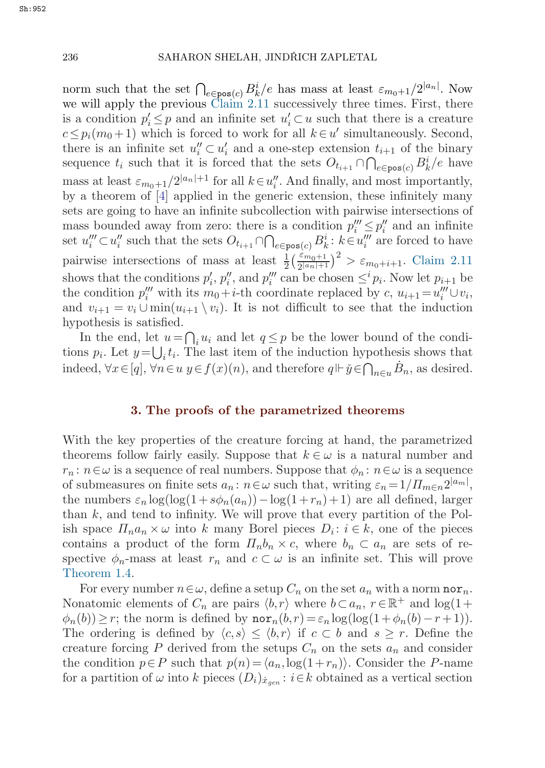norm such that the set $\bigcap_{e\in\mathtt{pos}(c)} B^i_k/e$ has mass at least $\varepsilon_{m_0+1}/2^{|a_n|}$. Now we will apply the previous Claim 2.11 successively three times. First, there is a condition $p'_i \leq p$ and an infinite set $u'_i \subset u$ such that there is a creature $c \leq p_i(m_0+1)$ which is forced to work for all $k \in u'$ simultaneously. Second, there is an infinite set $u''_i \subset u'_i$ and a one-step extension $t_{i+1}$ of the binary sequence $t_i$ such that it is forced that the sets $O_{t_{i+1}} \cap \bigcap_{e\in\mathtt{pos}(c)} B^i_k/e$ have mass at least $\varepsilon_{m_0+1}/2^{|a_n|+1}$ for all $k \in u''_i$. And finally, and most importantly, by a theorem of [4] applied in the generic extension, these infinitely many sets are going to have an infinite subcollection with pairwise intersections of mass bounded away from zero: there is a condition $p'''_i \leq p''_i$ and an infinite set $u'''_i \subset u''_i$ such that the sets $O_{t_{i+1}} \cap \bigcap_{e\in\mathtt{pos}(c)} B^i_k \colon k \in u'''_i$ are forced to have pairwise intersections of mass at least $\frac{1}{2}\big(\frac{\varepsilon_{m_0+1}}{2^{|a_n|+1}}\big)^2 > \varepsilon_{m_0+i+1}$. Claim 2.11 shows that the conditions $p'_i$, $p''_i$, and $p'''_i$ can be chosen $\leq^i p_i$. Now let $p_{i+1}$ be the condition $p'''_i$ with its $m_0+i$-th coordinate replaced by $c$, $u_{i+1} = u'''_i \cup v_i$, and $v_{i+1} = v_i \cup \min(u_{i+1} \setminus v_i)$. It is not difficult to see that the induction hypothesis is satisfied.

In the end, let $u = \bigcap_i u_i$ and let $q \leq p$ be the lower bound of the conditions $p_i$. Let $y = \bigcup_i t_i$. The last item of the induction hypothesis shows that indeed, $\forall x \in [q]$, $\forall n \in u\ y \in f(x)(n)$, and therefore $q \Vdash \check{y} \in \bigcap_{n\in u} \dot{B}_n$, as desired.

## 3. The proofs of the parametrized theorems

With the key properties of the creature forcing at hand, the parametrized theorems follow fairly easily. Suppose that $k \in \omega$ is a natural number and $r_n \colon n \in \omega$ is a sequence of real numbers. Suppose that $\phi_n \colon n \in \omega$ is a sequence of submeasures on finite sets $a_n \colon n \in \omega$ such that, writing $\varepsilon_n = 1/\Pi_{m\in n} 2^{|a_m|}$, the numbers $\varepsilon_n \log(\log(1 + s\phi_n(a_n)) - \log(1 + r_n) + 1)$ are all defined, larger than $k$, and tend to infinity. We will prove that every partition of the Polish space $\Pi_n a_n \times \omega$ into $k$ many Borel pieces $D_i \colon i \in k$, one of the pieces contains a product of the form $\Pi_n b_n \times c$, where $b_n \subset a_n$ are sets of respective $\phi_n$-mass at least $r_n$ and $c \subset \omega$ is an infinite set. This will prove Theorem 1.4.

For every number $n \in \omega$, define a setup $C_n$ on the set $a_n$ with a norm $\mathtt{nor}_n$. Nonatomic elements of $C_n$ are pairs $\langle b, r\rangle$ where $b \subset a_n$, $r \in \mathbb{R}^+$ and $\log(1 + \phi_n(b)) \geq r$; the norm is defined by $\mathtt{nor}_n(b, r) = \varepsilon_n \log(\log(1 + \phi_n(b) - r + 1))$. The ordering is defined by $\langle c, s\rangle \leq \langle b, r\rangle$ if $c \subset b$ and $s \geq r$. Define the creature forcing $P$ derived from the setups $C_n$ on the sets $a_n$ and consider the condition $p \in P$ such that $p(n) = \langle a_n, \log(1 + r_n)\rangle$. Consider the $P$-name for a partition of $\omega$ into $k$ pieces $(D_i)_{\dot{x}_{gen}} \colon i \in k$ obtained as a vertical section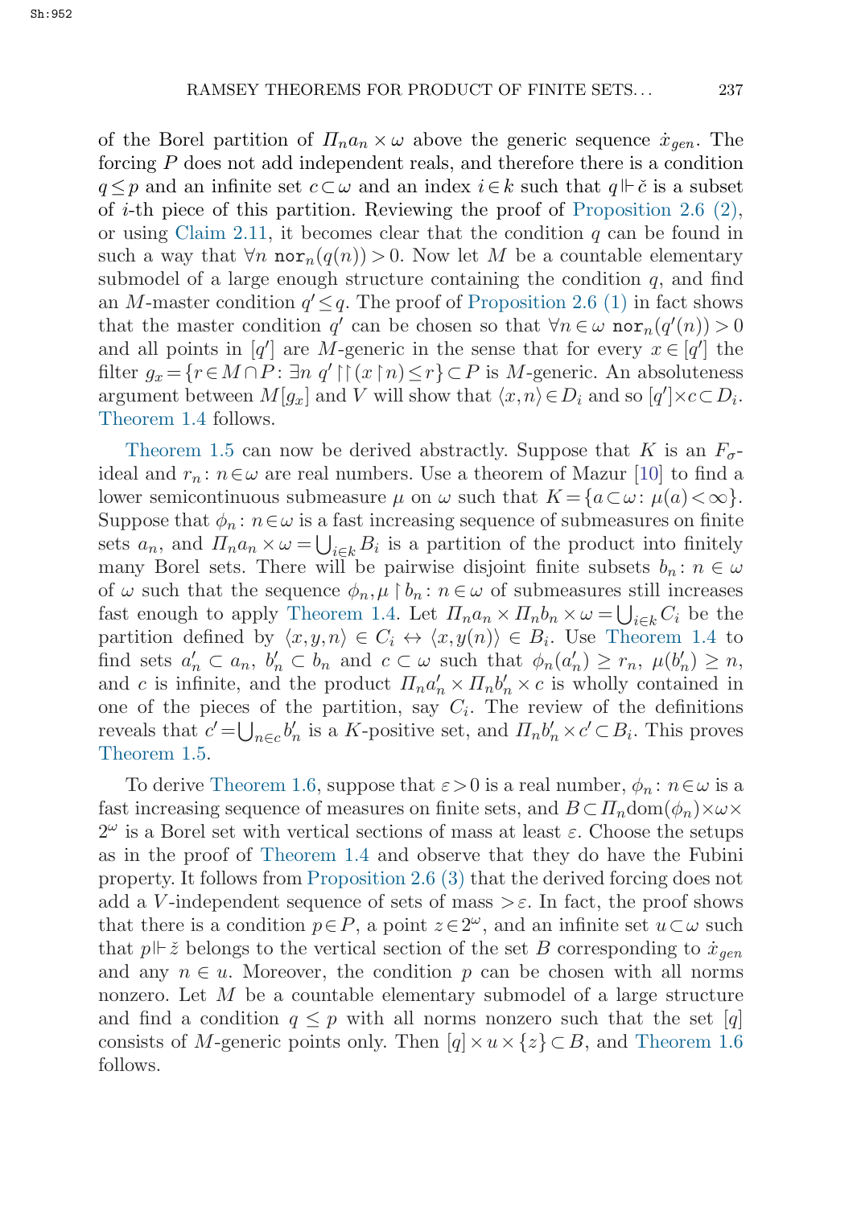of the Borel partition of $\Pi_n a_n \times \omega$ above the generic sequence $\dot{x}_{gen}$. The forcing $P$ does not add independent reals, and therefore there is a condition $q \leq p$ and an infinite set $c \subset \omega$ and an index $i \in k$ such that $q \Vdash \check{c}$ is a subset of $i$-th piece of this partition. Reviewing the proof of Proposition 2.6 (2), or using Claim 2.11, it becomes clear that the condition $q$ can be found in such a way that $\forall n\ \mathtt{nor}_n(q(n)) > 0$. Now let $M$ be a countable elementary submodel of a large enough structure containing the condition $q$, and find an $M$-master condition $q' \leq q$. The proof of Proposition 2.6 (1) in fact shows that the master condition $q'$ can be chosen so that $\forall n \in \omega\ \mathtt{nor}_n(q'(n)) > 0$ and all points in $[q']$ are $M$-generic in the sense that for every $x \in [q']$ the filter $g_x = \{r \in M \cap P \colon \exists n\ q' \upharpoonright\upharpoonright (x \upharpoonright n) \leq r\} \subset P$ is $M$-generic. An absoluteness argument between $M[g_x]$ and $V$ will show that $\langle x, n\rangle \in D_i$ and so $[q'] \times c \subset D_i$. Theorem 1.4 follows.

Theorem 1.5 can now be derived abstractly. Suppose that $K$ is an $F_\sigma$-ideal and $r_n \colon n \in \omega$ are real numbers. Use a theorem of Mazur [10] to find a lower semicontinuous submeasure $\mu$ on $\omega$ such that $K = \{a \subset \omega \colon \mu(a) < \infty\}$. Suppose that $\phi_n \colon n \in \omega$ is a fast increasing sequence of submeasures on finite sets $a_n$, and $\Pi_n a_n \times \omega = \bigcup_{i \in k} B_i$ is a partition of the product into finitely many Borel sets. There will be pairwise disjoint finite subsets $b_n \colon n \in \omega$ of $\omega$ such that the sequence $\phi_n, \mu \upharpoonright b_n \colon n \in \omega$ of submeasures still increases fast enough to apply Theorem 1.4. Let $\Pi_n a_n \times \Pi_n b_n \times \omega = \bigcup_{i \in k} C_i$ be the partition defined by $\langle x, y, n\rangle \in C_i \leftrightarrow \langle x, y(n)\rangle \in B_i$. Use Theorem 1.4 to find sets $a'_n \subset a_n$, $b'_n \subset b_n$ and $c \subset \omega$ such that $\phi_n(a'_n) \geq r_n$, $\mu(b'_n) \geq n$, and $c$ is infinite, and the product $\Pi_n a'_n \times \Pi_n b'_n \times c$ is wholly contained in one of the pieces of the partition, say $C_i$. The review of the definitions reveals that $c' = \bigcup_{n \in c} b'_n$ is a $K$-positive set, and $\Pi_n b'_n \times c' \subset B_i$. This proves Theorem 1.5.

To derive Theorem 1.6, suppose that $\varepsilon > 0$ is a real number, $\phi_n \colon n \in \omega$ is a fast increasing sequence of measures on finite sets, and $B \subset \Pi_n \mathrm{dom}(\phi_n) \times \omega \times 2^\omega$ is a Borel set with vertical sections of mass at least $\varepsilon$. Choose the setups as in the proof of Theorem 1.4 and observe that they do have the Fubini property. It follows from Proposition 2.6 (3) that the derived forcing does not add a $V$-independent sequence of sets of mass $> \varepsilon$. In fact, the proof shows that there is a condition $p \in P$, a point $z \in 2^\omega$, and an infinite set $u \subset \omega$ such that $p \Vdash \check{z}$ belongs to the vertical section of the set $B$ corresponding to $\dot{x}_{gen}$ and any $n \in u$. Moreover, the condition $p$ can be chosen with all norms nonzero. Let $M$ be a countable elementary submodel of a large structure and find a condition $q \leq p$ with all norms nonzero such that the set $[q]$ consists of $M$-generic points only. Then $[q] \times u \times \{z\} \subset B$, and Theorem 1.6 follows.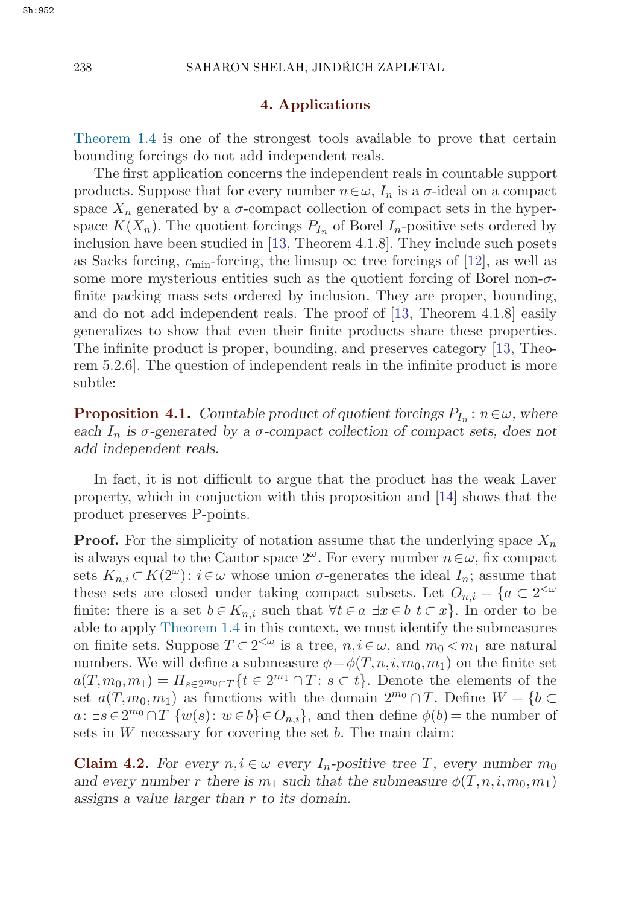## 4. Applications

Theorem 1.4 is one of the strongest tools available to prove that certain bounding forcings do not add independent reals.

The first application concerns the independent reals in countable support products. Suppose that for every number $n \in \omega$, $I_n$ is a $\sigma$-ideal on a compact space $X_n$ generated by a $\sigma$-compact collection of compact sets in the hyperspace $K(X_n)$. The quotient forcings $P_{I_n}$ of Borel $I_n$-positive sets ordered by inclusion have been studied in [13, Theorem 4.1.8]. They include such posets as Sacks forcing, $c_{\min}$-forcing, the limsup $\infty$ tree forcings of [12], as well as some more mysterious entities such as the quotient forcing of Borel non-$\sigma$-finite packing mass sets ordered by inclusion. They are proper, bounding, and do not add independent reals. The proof of [13, Theorem 4.1.8] easily generalizes to show that even their finite products share these properties. The infinite product is proper, bounding, and preserves category [13, Theorem 5.2.6]. The question of independent reals in the infinite product is more subtle:

**Proposition 4.1.** *Countable product of quotient forcings $P_{I_n}: n \in \omega$, where each $I_n$ is $\sigma$-generated by a $\sigma$-compact collection of compact sets, does not add independent reals.*

In fact, it is not difficult to argue that the product has the weak Laver property, which in conjuction with this proposition and [14] shows that the product preserves P-points.

**Proof.** For the simplicity of notation assume that the underlying space $X_n$ is always equal to the Cantor space $2^\omega$. For every number $n \in \omega$, fix compact sets $K_{n,i} \subset K(2^\omega): i \in \omega$ whose union $\sigma$-generates the ideal $I_n$; assume that these sets are closed under taking compact subsets. Let $O_{n,i} = \{a \subset 2^{<\omega}$ finite: there is a set $b \in K_{n,i}$ such that $\forall t \in a\ \exists x \in b\ t \subset x\}$. In order to be able to apply Theorem 1.4 in this context, we must identify the submeasures on finite sets. Suppose $T \subset 2^{<\omega}$ is a tree, $n, i \in \omega$, and $m_0 < m_1$ are natural numbers. We will define a submeasure $\phi = \phi(T, n, i, m_0, m_1)$ on the finite set $a(T, m_0, m_1) = \Pi_{s \in 2^{m_0} \cap T} \{t \in 2^{m_1} \cap T : s \subset t\}$. Denote the elements of the set $a(T, m_0, m_1)$ as functions with the domain $2^{m_0} \cap T$. Define $W = \{b \subset a : \exists s \in 2^{m_0} \cap T\ \{w(s) : w \in b\} \in O_{n,i}\}$, and then define $\phi(b) =$ the number of sets in $W$ necessary for covering the set $b$. The main claim:

**Claim 4.2.** *For every $n, i \in \omega$ every $I_n$-positive tree $T$, every number $m_0$ and every number $r$ there is $m_1$ such that the submeasure $\phi(T, n, i, m_0, m_1)$ assigns a value larger than $r$ to its domain.*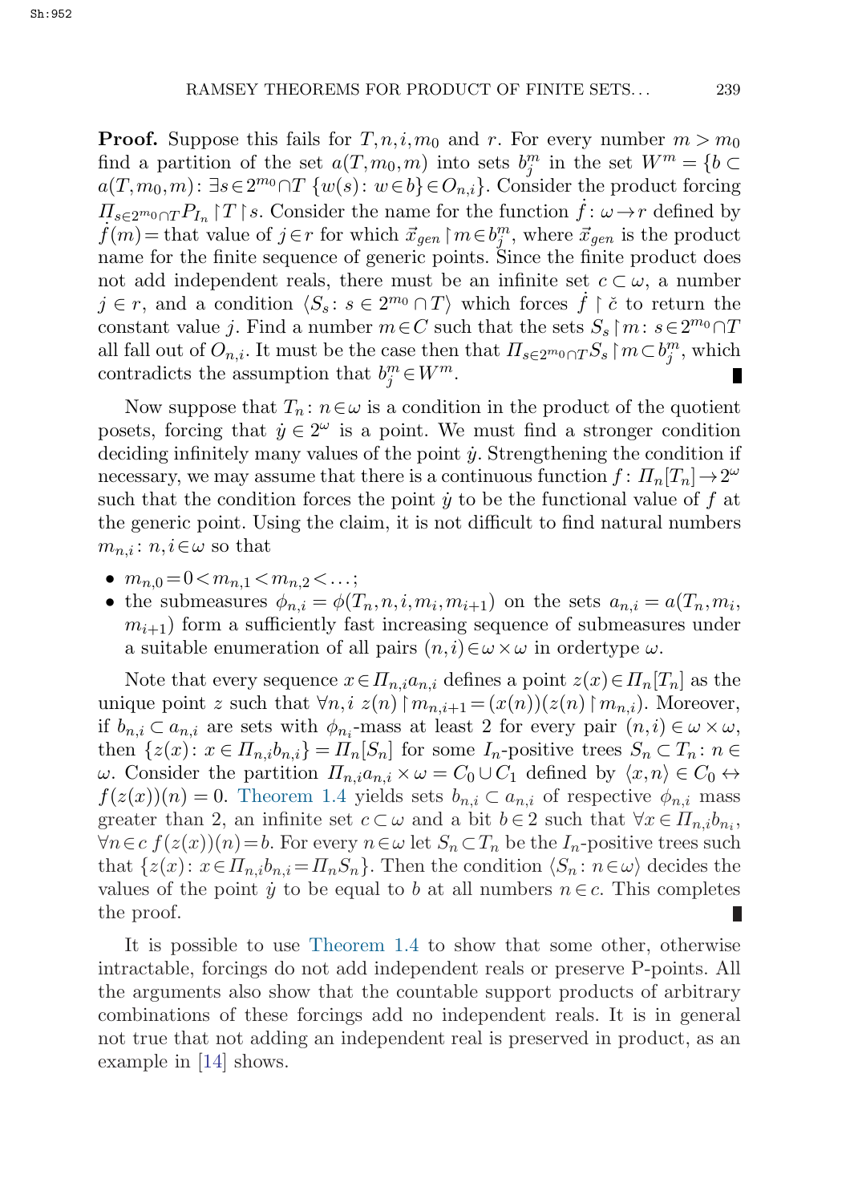**Proof.** Suppose this fails for $T, n, i, m_0$ and $r$. For every number $m > m_0$ find a partition of the set $a(T, m_0, m)$ into sets $b^m_j$ in the set $W^m = \{b \subset a(T, m_0, m) \colon \exists s \in 2^{m_0} \cap T \; \{w(s) \colon w \in b\} \in O_{n,i}\}$. Consider the product forcing $\Pi_{s \in 2^{m_0} \cap T} P_{I_n} \restriction T \restriction s$. Consider the name for the function $\dot{f} \colon \omega \to r$ defined by $\dot{f}(m) =$ that value of $j \in r$ for which $\vec{x}_{gen} \restriction m \in b^m_j$, where $\vec{x}_{gen}$ is the product name for the finite sequence of generic points. Since the finite product does not add independent reals, there must be an infinite set $c \subset \omega$, a number $j \in r$, and a condition $\langle S_s \colon s \in 2^{m_0} \cap T \rangle$ which forces $\dot{f} \restriction \check{c}$ to return the constant value $j$. Find a number $m \in C$ such that the sets $S_s \restriction m \colon s \in 2^{m_0} \cap T$ all fall out of $O_{n,i}$. It must be the case then that $\Pi_{s \in 2^{m_0} \cap T} S_s \restriction m \subset b^m_j$, which contradicts the assumption that $b^m_j \in W^m$. ∎

Now suppose that $T_n \colon n \in \omega$ is a condition in the product of the quotient posets, forcing that $\dot{y} \in 2^\omega$ is a point. We must find a stronger condition deciding infinitely many values of the point $\dot{y}$. Strengthening the condition if necessary, we may assume that there is a continuous function $f \colon \Pi_n [T_n] \to 2^\omega$ such that the condition forces the point $\dot{y}$ to be the functional value of $f$ at the generic point. Using the claim, it is not difficult to find natural numbers $m_{n,i} \colon n, i \in \omega$ so that

- $m_{n,0} = 0 < m_{n,1} < m_{n,2} < \ldots$;
- the submeasures $\phi_{n,i} = \phi(T_n, n, i, m_i, m_{i+1})$ on the sets $a_{n,i} = a(T_n, m_i, m_{i+1})$ form a sufficiently fast increasing sequence of submeasures under a suitable enumeration of all pairs $(n,i) \in \omega \times \omega$ in ordertype $\omega$.

Note that every sequence $x \in \Pi_{n,i} a_{n,i}$ defines a point $z(x) \in \Pi_n [T_n]$ as the unique point $z$ such that $\forall n, i \; z(n) \restriction m_{n,i+1} = (x(n))(z(n) \restriction m_{n,i})$. Moreover, if $b_{n,i} \subset a_{n,i}$ are sets with $\phi_{n_i}$-mass at least 2 for every pair $(n,i) \in \omega \times \omega$, then $\{z(x) \colon x \in \Pi_{n,i} b_{n,i}\} = \Pi_n [S_n]$ for some $I_n$-positive trees $S_n \subset T_n \colon n \in \omega$. Consider the partition $\Pi_{n,i} a_{n,i} \times \omega = C_0 \cup C_1$ defined by $\langle x, n \rangle \in C_0 \leftrightarrow f(z(x))(n) = 0$. Theorem 1.4 yields sets $b_{n,i} \subset a_{n,i}$ of respective $\phi_{n,i}$ mass greater than 2, an infinite set $c \subset \omega$ and a bit $b \in 2$ such that $\forall x \in \Pi_{n,i} b_{n_i}$, $\forall n \in c \; f(z(x))(n) = b$. For every $n \in \omega$ let $S_n \subset T_n$ be the $I_n$-positive trees such that $\{z(x) \colon x \in \Pi_{n,i} b_{n,i} = \Pi_n S_n\}$. Then the condition $\langle S_n \colon n \in \omega \rangle$ decides the values of the point $\dot{y}$ to be equal to $b$ at all numbers $n \in c$. This completes the proof. ∎

It is possible to use Theorem 1.4 to show that some other, otherwise intractable, forcings do not add independent reals or preserve P-points. All the arguments also show that the countable support products of arbitrary combinations of these forcings add no independent reals. It is in general not true that not adding an independent real is preserved in product, as an example in [14] shows.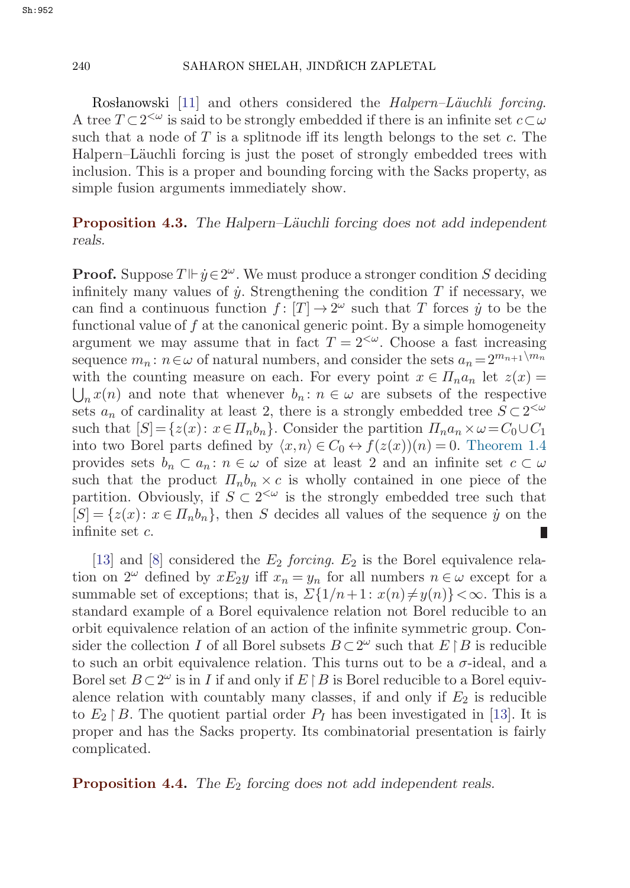Rosłanowski [11] and others considered the *Halpern–Läuchli forcing*. A tree $T \subset 2^{<\omega}$ is said to be strongly embedded if there is an infinite set $c \subset \omega$ such that a node of $T$ is a splitnode iff its length belongs to the set $c$. The Halpern–Läuchli forcing is just the poset of strongly embedded trees with inclusion. This is a proper and bounding forcing with the Sacks property, as simple fusion arguments immediately show.

**Proposition 4.3.** *The Halpern–Läuchli forcing does not add independent reals.*

**Proof.** Suppose $T \Vdash \dot{y} \in 2^\omega$. We must produce a stronger condition $S$ deciding infinitely many values of $\dot{y}$. Strengthening the condition $T$ if necessary, we can find a continuous function $f\colon [T] \to 2^\omega$ such that $T$ forces $\dot{y}$ to be the functional value of $f$ at the canonical generic point. By a simple homogeneity argument we may assume that in fact $T = 2^{<\omega}$. Choose a fast increasing sequence $m_n\colon n \in \omega$ of natural numbers, and consider the sets $a_n = 2^{m_{n+1} \setminus m_n}$ with the counting measure on each. For every point $x \in \Pi_n a_n$ let $z(x) = \bigcup_n x(n)$ and note that whenever $b_n\colon n \in \omega$ are subsets of the respective sets $a_n$ of cardinality at least 2, there is a strongly embedded tree $S \subset 2^{<\omega}$ such that $[S] = \{z(x)\colon x \in \Pi_n b_n\}$. Consider the partition $\Pi_n a_n \times \omega = C_0 \cup C_1$ into two Borel parts defined by $\langle x, n\rangle \in C_0 \leftrightarrow f(z(x))(n) = 0$. Theorem 1.4 provides sets $b_n \subset a_n\colon n \in \omega$ of size at least 2 and an infinite set $c \subset \omega$ such that the product $\Pi_n b_n \times c$ is wholly contained in one piece of the partition. Obviously, if $S \subset 2^{<\omega}$ is the strongly embedded tree such that $[S] = \{z(x)\colon x \in \Pi_n b_n\}$, then $S$ decides all values of the sequence $\dot{y}$ on the infinite set $c$. ∎

[13] and [8] considered the *$E_2$ forcing*. $E_2$ is the Borel equivalence relation on $2^\omega$ defined by $x E_2 y$ iff $x_n = y_n$ for all numbers $n \in \omega$ except for a summable set of exceptions; that is, $\Sigma\{1/n+1\colon x(n) \neq y(n)\} < \infty$. This is a standard example of a Borel equivalence relation not Borel reducible to an orbit equivalence relation of an action of the infinite symmetric group. Consider the collection $I$ of all Borel subsets $B \subset 2^\omega$ such that $E \restriction B$ is reducible to such an orbit equivalence relation. This turns out to be a $\sigma$-ideal, and a Borel set $B \subset 2^\omega$ is in $I$ if and only if $E \restriction B$ is Borel reducible to a Borel equivalence relation with countably many classes, if and only if $E_2$ is reducible to $E_2 \restriction B$. The quotient partial order $P_I$ has been investigated in [13]. It is proper and has the Sacks property. Its combinatorial presentation is fairly complicated.

**Proposition 4.4.** *The $E_2$ forcing does not add independent reals.*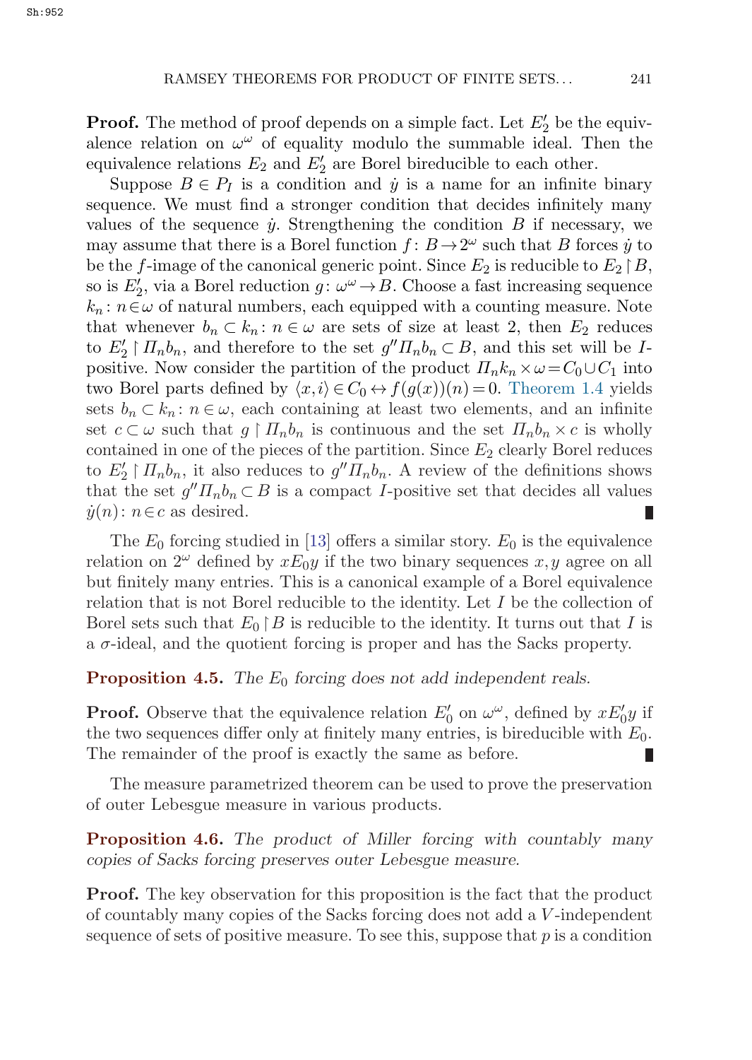**Proof.** The method of proof depends on a simple fact. Let $E_2'$ be the equivalence relation on $\omega^\omega$ of equality modulo the summable ideal. Then the equivalence relations $E_2$ and $E_2'$ are Borel bireducible to each other.

Suppose $B \in P_I$ is a condition and $\dot{y}$ is a name for an infinite binary sequence. We must find a stronger condition that decides infinitely many values of the sequence $\dot{y}$. Strengthening the condition $B$ if necessary, we may assume that there is a Borel function $f: B \to 2^\omega$ such that $B$ forces $\dot{y}$ to be the $f$-image of the canonical generic point. Since $E_2$ is reducible to $E_2 \restriction B$, so is $E_2'$, via a Borel reduction $g: \omega^\omega \to B$. Choose a fast increasing sequence $k_n: n \in \omega$ of natural numbers, each equipped with a counting measure. Note that whenever $b_n \subset k_n: n \in \omega$ are sets of size at least 2, then $E_2$ reduces to $E_2' \restriction \Pi_n b_n$, and therefore to the set $g'' \Pi_n b_n \subset B$, and this set will be $I$-positive. Now consider the partition of the product $\Pi_n k_n \times \omega = C_0 \cup C_1$ into two Borel parts defined by $\langle x, i \rangle \in C_0 \leftrightarrow f(g(x))(n) = 0$. Theorem 1.4 yields sets $b_n \subset k_n: n \in \omega$, each containing at least two elements, and an infinite set $c \subset \omega$ such that $g \restriction \Pi_n b_n$ is continuous and the set $\Pi_n b_n \times c$ is wholly contained in one of the pieces of the partition. Since $E_2$ clearly Borel reduces to $E_2' \restriction \Pi_n b_n$, it also reduces to $g'' \Pi_n b_n$. A review of the definitions shows that the set $g'' \Pi_n b_n \subset B$ is a compact $I$-positive set that decides all values $\dot{y}(n): n \in c$ as desired. ∎

The $E_0$ forcing studied in [13] offers a similar story. $E_0$ is the equivalence relation on $2^\omega$ defined by $x E_0 y$ if the two binary sequences $x, y$ agree on all but finitely many entries. This is a canonical example of a Borel equivalence relation that is not Borel reducible to the identity. Let $I$ be the collection of Borel sets such that $E_0 \restriction B$ is reducible to the identity. It turns out that $I$ is a $\sigma$-ideal, and the quotient forcing is proper and has the Sacks property.

**Proposition 4.5.** *The $E_0$ forcing does not add independent reals.*

**Proof.** Observe that the equivalence relation $E_0'$ on $\omega^\omega$, defined by $x E_0' y$ if the two sequences differ only at finitely many entries, is bireducible with $E_0$. The remainder of the proof is exactly the same as before. ∎

The measure parametrized theorem can be used to prove the preservation of outer Lebesgue measure in various products.

**Proposition 4.6.** *The product of Miller forcing with countably many copies of Sacks forcing preserves outer Lebesgue measure.*

**Proof.** The key observation for this proposition is the fact that the product of countably many copies of the Sacks forcing does not add a $V$-independent sequence of sets of positive measure. To see this, suppose that $p$ is a condition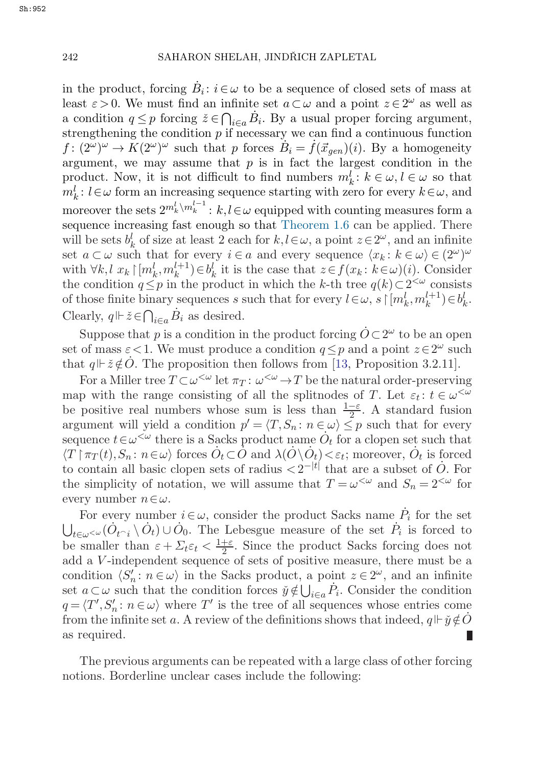in the product, forcing $\dot{B}_i\colon i\in\omega$ to be a sequence of closed sets of mass at least $\varepsilon>0$. We must find an infinite set $a\subset\omega$ and a point $z\in 2^\omega$ as well as a condition $q\leq p$ forcing $\check{z}\in\bigcap_{i\in a}\dot{B}_i$. By a usual proper forcing argument, strengthening the condition $p$ if necessary we can find a continuous function $f\colon (2^\omega)^\omega\to K(2^\omega)^\omega$ such that $p$ forces $\dot{B}_i=\dot{f}(\vec{x}_{gen})(i)$. By a homogeneity argument, we may assume that $p$ is in fact the largest condition in the product. Now, it is not difficult to find numbers $m^l_k\colon k\in\omega, l\in\omega$ so that $m^l_k\colon l\in\omega$ form an increasing sequence starting with zero for every $k\in\omega$, and moreover the sets $2^{m^l_k\setminus m^{l-1}_k}\colon k,l\in\omega$ equipped with counting measures form a sequence increasing fast enough so that Theorem 1.6 can be applied. There will be sets $b^l_k$ of size at least 2 each for $k,l\in\omega$, a point $z\in 2^\omega$, and an infinite set $a\subset\omega$ such that for every $i\in a$ and every sequence $\langle x_k\colon k\in\omega\rangle\in(2^\omega)^\omega$ with $\forall k,l\ x_k\restriction[m^l_k,m^{l+1}_k)\in b^l_k$ it is the case that $z\in f(x_k\colon k\in\omega)(i)$. Consider the condition $q\leq p$ in the product in which the $k$-th tree $q(k)\subset 2^{<\omega}$ consists of those finite binary sequences $s$ such that for every $l\in\omega$, $s\restriction[m^l_k,m^{l+1}_k)\in b^l_k$. Clearly, $q\Vdash\check{z}\in\bigcap_{i\in a}\dot{B}_i$ as desired.

Suppose that $p$ is a condition in the product forcing $\dot{O}\subset 2^\omega$ to be an open set of mass $\varepsilon<1$. We must produce a condition $q\leq p$ and a point $z\in 2^\omega$ such that $q\Vdash\check{z}\notin\dot{O}$. The proposition then follows from [13, Proposition 3.2.11].

For a Miller tree $T\subset\omega^{<\omega}$ let $\pi_T\colon\omega^{<\omega}\to T$ be the natural order-preserving map with the range consisting of all the splitnodes of $T$. Let $\varepsilon_t\colon t\in\omega^{<\omega}$ be positive real numbers whose sum is less than $\frac{1-\varepsilon}{2}$. A standard fusion argument will yield a condition $p'=\langle T,S_n\colon n\in\omega\rangle\leq p$ such that for every sequence $t\in\omega^{<\omega}$ there is a Sacks product name $\dot{O}_t$ for a clopen set such that $\langle T\restriction\pi_T(t),S_n\colon n\in\omega\rangle$ forces $\dot{O}_t\subset\dot{O}$ and $\lambda(\dot{O}\setminus\dot{O}_t)<\varepsilon_t$; moreover, $\dot{O}_t$ is forced to contain all basic clopen sets of radius $<2^{-|t|}$ that are a subset of $\dot{O}$. For the simplicity of notation, we will assume that $T=\omega^{<\omega}$ and $S_n=2^{<\omega}$ for every number $n\in\omega$.

For every number $i\in\omega$, consider the product Sacks name $\dot{P}_i$ for the set $\bigcup_{t\in\omega^{<\omega}}(\dot{O}_{t^\frown i}\setminus\dot{O}_t)\cup\dot{O}_0$. The Lebesgue measure of the set $\dot{P}_i$ is forced to be smaller than $\varepsilon+\Sigma_t\varepsilon_t<\frac{1+\varepsilon}{2}$. Since the product Sacks forcing does not add a $V$-independent sequence of sets of positive measure, there must be a condition $\langle S'_n\colon n\in\omega\rangle$ in the Sacks product, a point $z\in 2^\omega$, and an infinite set $a\subset\omega$ such that the condition forces $\check{y}\notin\bigcup_{i\in a}\dot{P}_i$. Consider the condition $q=\langle T',S'_n\colon n\in\omega\rangle$ where $T'$ is the tree of all sequences whose entries come from the infinite set $a$. A review of the definitions shows that indeed, $q\Vdash\check{y}\notin\dot{O}$ as required. ∎

The previous arguments can be repeated with a large class of other forcing notions. Borderline unclear cases include the following: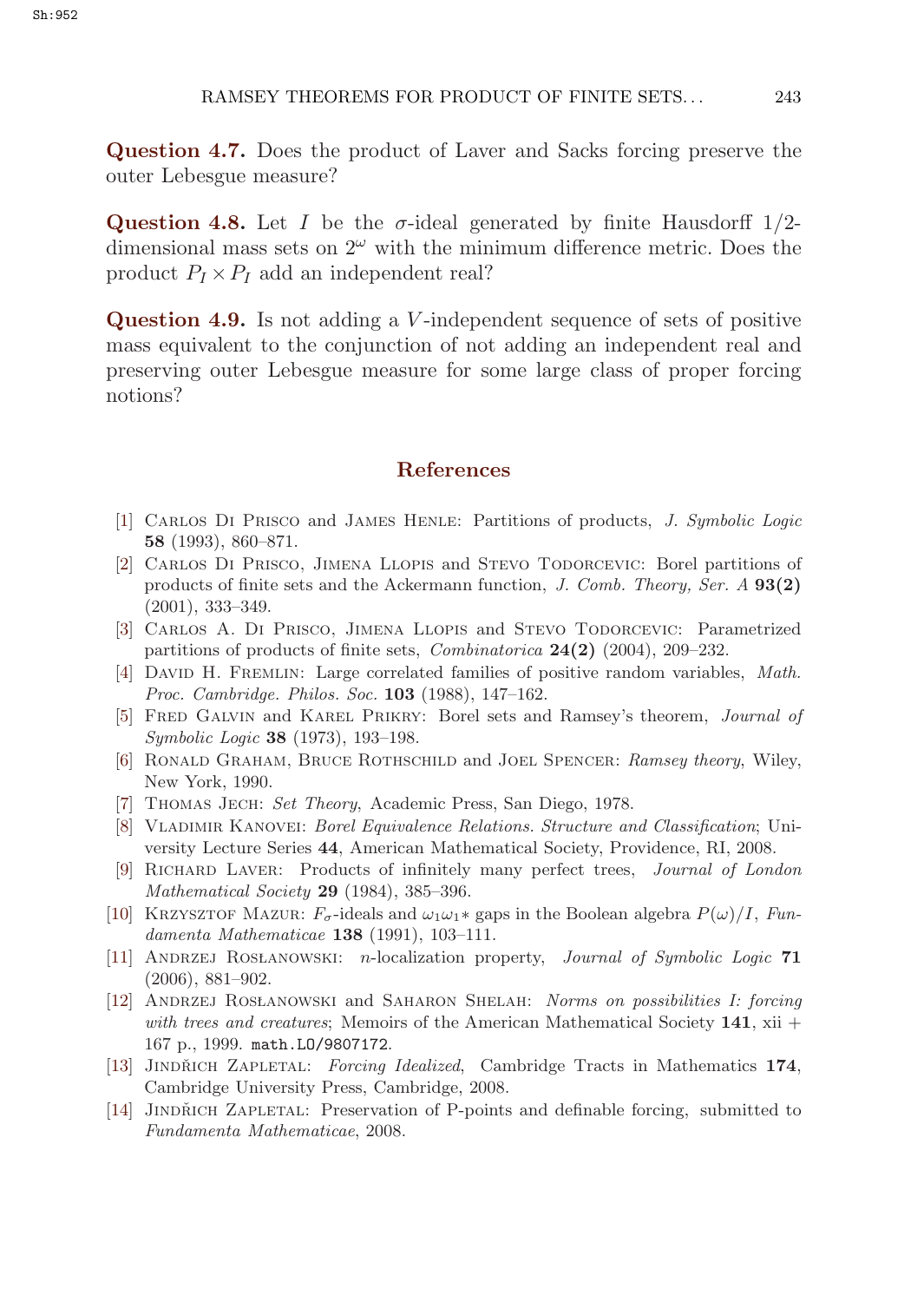**Question 4.7.** Does the product of Laver and Sacks forcing preserve the outer Lebesgue measure?

**Question 4.8.** Let $I$ be the $\sigma$-ideal generated by finite Hausdorff 1/2-dimensional mass sets on $2^\omega$ with the minimum difference metric. Does the product $P_I \times P_I$ add an independent real?

**Question 4.9.** Is not adding a $V$-independent sequence of sets of positive mass equivalent to the conjunction of not adding an independent real and preserving outer Lebesgue measure for some large class of proper forcing notions?

## References

[1] Carlos Di Prisco and James Henle: Partitions of products, *J. Symbolic Logic* **58** (1993), 860–871.

[2] Carlos Di Prisco, Jimena Llopis and Stevo Todorcevic: Borel partitions of products of finite sets and the Ackermann function, *J. Comb. Theory, Ser. A* **93(2)** (2001), 333–349.

[3] Carlos A. Di Prisco, Jimena Llopis and Stevo Todorcevic: Parametrized partitions of products of finite sets, *Combinatorica* **24(2)** (2004), 209–232.

[4] David H. Fremlin: Large correlated families of positive random variables, *Math. Proc. Cambridge. Philos. Soc.* **103** (1988), 147–162.

[5] Fred Galvin and Karel Prikry: Borel sets and Ramsey's theorem, *Journal of Symbolic Logic* **38** (1973), 193–198.

[6] Ronald Graham, Bruce Rothschild and Joel Spencer: *Ramsey theory*, Wiley, New York, 1990.

[7] Thomas Jech: *Set Theory*, Academic Press, San Diego, 1978.

[8] Vladimir Kanovei: *Borel Equivalence Relations. Structure and Classification*; University Lecture Series **44**, American Mathematical Society, Providence, RI, 2008.

[9] Richard Laver: Products of infinitely many perfect trees, *Journal of London Mathematical Society* **29** (1984), 385–396.

[10] Krzysztof Mazur: $F_\sigma$-ideals and $\omega_1\omega_1*$ gaps in the Boolean algebra $P(\omega)/I$, *Fundamenta Mathematicae* **138** (1991), 103–111.

[11] Andrzej Rosłanowski: $n$-localization property, *Journal of Symbolic Logic* **71** (2006), 881–902.

[12] Andrzej Rosłanowski and Saharon Shelah: *Norms on possibilities I: forcing with trees and creatures*; Memoirs of the American Mathematical Society **141**, xii + 167 p., 1999. math.LO/9807172.

[13] Jindřich Zapletal: *Forcing Idealized*, Cambridge Tracts in Mathematics **174**, Cambridge University Press, Cambridge, 2008.

[14] Jindřich Zapletal: Preservation of P-points and definable forcing, submitted to *Fundamenta Mathematicae*, 2008.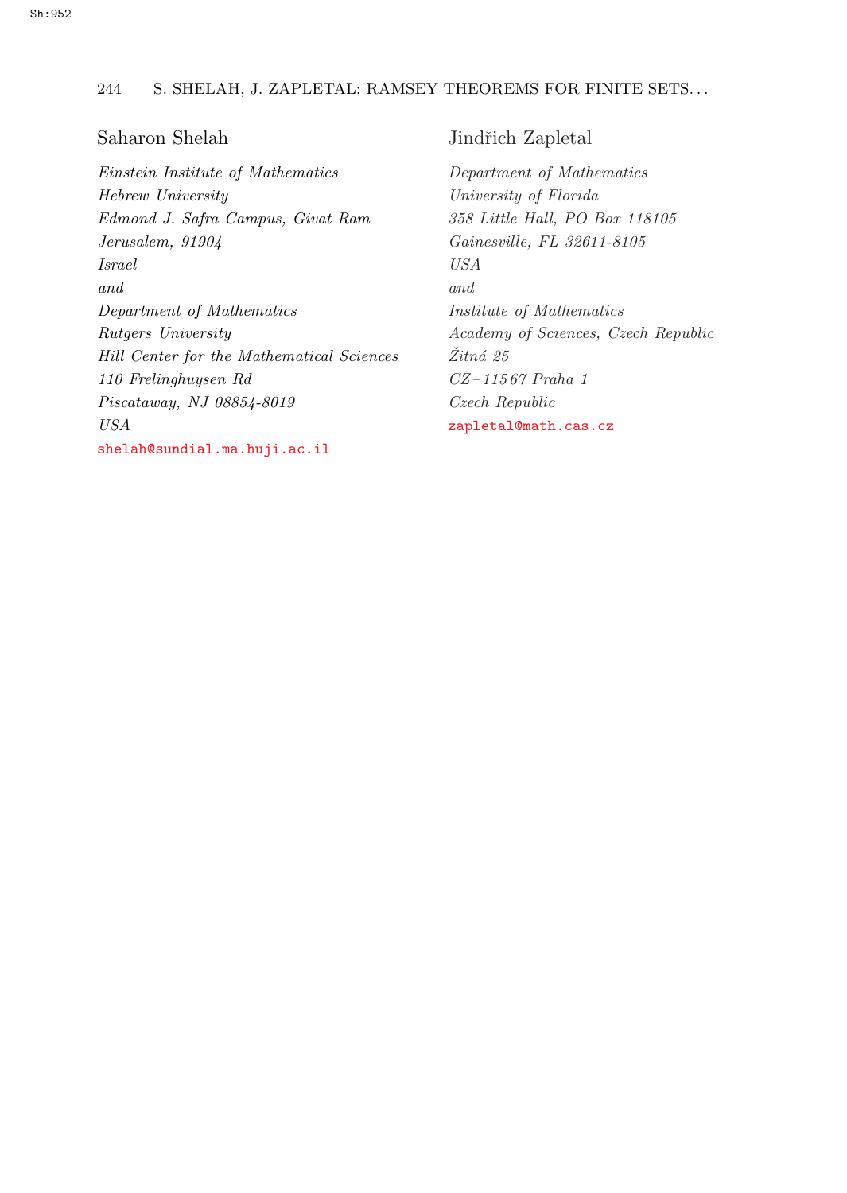Saharon Shelah

*Einstein Institute of Mathematics*
*Hebrew University*
*Edmond J. Safra Campus, Givat Ram*
*Jerusalem, 91904*
*Israel*
*and*
*Department of Mathematics*
*Rutgers University*
*Hill Center for the Mathematical Sciences*
*110 Frelinghuysen Rd*
*Piscataway, NJ 08854-8019*
*USA*
shelah@sundial.ma.huji.ac.il

Jindřich Zapletal

*Department of Mathematics*
*University of Florida*
*358 Little Hall, PO Box 118105*
*Gainesville, FL 32611-8105*
*USA*
*and*
*Institute of Mathematics*
*Academy of Sciences, Czech Republic*
*Žitná 25*
*CZ – 115 67 Praha 1*
*Czech Republic*
zapletal@math.cas.cz